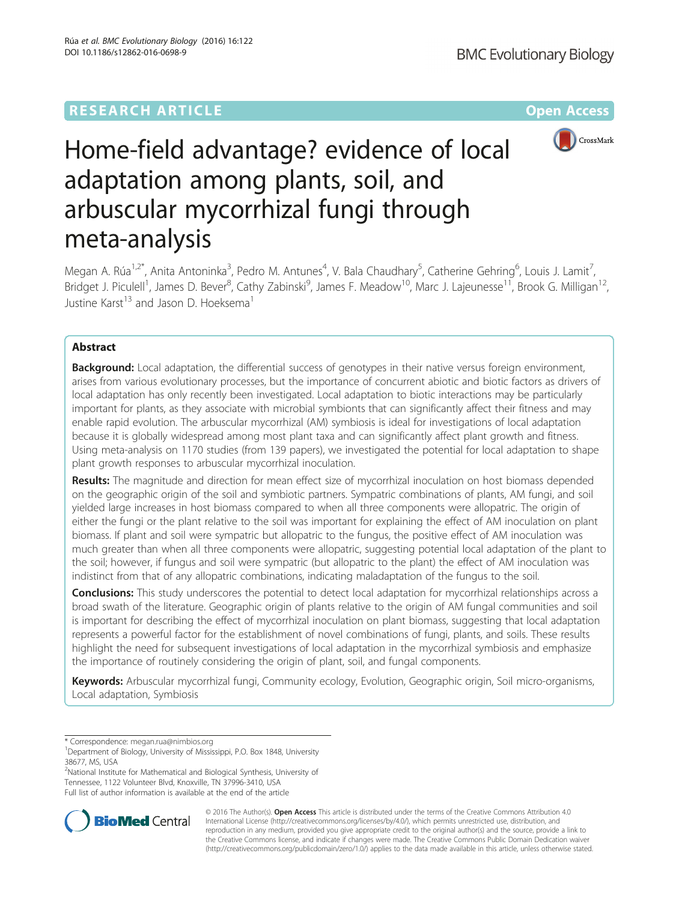RESEARCH ARTICLE

Open Access

# Home-field advantage? evidence of local adaptation among plants, soil, and arbuscular mycorrhizal fungi through meta-analysis

Megan A. Rúa[1,2*], Anita Antoninka[3], Pedro M. Antunes[4], V. Bala Chaudhary[5], Catherine Gehring[6], Louis J. Lamit[7], Bridget J. Piculell[1], James D. Bever[8], Cathy Zabinski[9], James F. Meadow[10], Marc J. Lajeunesse[11], Brook G. Milligan[12], Justine Karst[13] and Jason D. Hoeksema[1]

## Abstract

**Background:** Local adaptation, the differential success of genotypes in their native versus foreign environment, arises from various evolutionary processes, but the importance of concurrent abiotic and biotic factors as drivers of local adaptation has only recently been investigated. Local adaptation to biotic interactions may be particularly important for plants, as they associate with microbial symbionts that can significantly affect their fitness and may enable rapid evolution. The arbuscular mycorrhizal (AM) symbiosis is ideal for investigations of local adaptation because it is globally widespread among most plant taxa and can significantly affect plant growth and fitness. Using meta-analysis on 1170 studies (from 139 papers), we investigated the potential for local adaptation to shape plant growth responses to arbuscular mycorrhizal inoculation.

**Results:** The magnitude and direction for mean effect size of mycorrhizal inoculation on host biomass depended on the geographic origin of the soil and symbiotic partners. Sympatric combinations of plants, AM fungi, and soil yielded large increases in host biomass compared to when all three components were allopatric. The origin of either the fungi or the plant relative to the soil was important for explaining the effect of AM inoculation on plant biomass. If plant and soil were sympatric but allopatric to the fungus, the positive effect of AM inoculation was much greater than when all three components were allopatric, suggesting potential local adaptation of the plant to the soil; however, if fungus and soil were sympatric (but allopatric to the plant) the effect of AM inoculation was indistinct from that of any allopatric combinations, indicating maladaptation of the fungus to the soil.

**Conclusions:** This study underscores the potential to detect local adaptation for mycorrhizal relationships across a broad swath of the literature. Geographic origin of plants relative to the origin of AM fungal communities and soil is important for describing the effect of mycorrhizal inoculation on plant biomass, suggesting that local adaptation represents a powerful factor for the establishment of novel combinations of fungi, plants, and soils. These results highlight the need for subsequent investigations of local adaptation in the mycorrhizal symbiosis and emphasize the importance of routinely considering the origin of plant, soil, and fungal components.

**Keywords:** Arbuscular mycorrhizal fungi, Community ecology, Evolution, Geographic origin, Soil micro-organisms, Local adaptation, Symbiosis

* Correspondence: megan.rua@nimbios.org
[1]Department of Biology, University of Mississippi, P.O. Box 1848, University 38677, MS, USA
[2]National Institute for Mathematical and Biological Synthesis, University of Tennessee, 1122 Volunteer Blvd, Knoxville, TN 37996-3410, USA
Full list of author information is available at the end of the article

© 2016 The Author(s). **Open Access** This article is distributed under the terms of the Creative Commons Attribution 4.0 International License (http://creativecommons.org/licenses/by/4.0/), which permits unrestricted use, distribution, and reproduction in any medium, provided you give appropriate credit to the original author(s) and the source, provide a link to the Creative Commons license, and indicate if changes were made. The Creative Commons Public Domain Dedication waiver (http://creativecommons.org/publicdomain/zero/1.0/) applies to the data made available in this article, unless otherwise stated.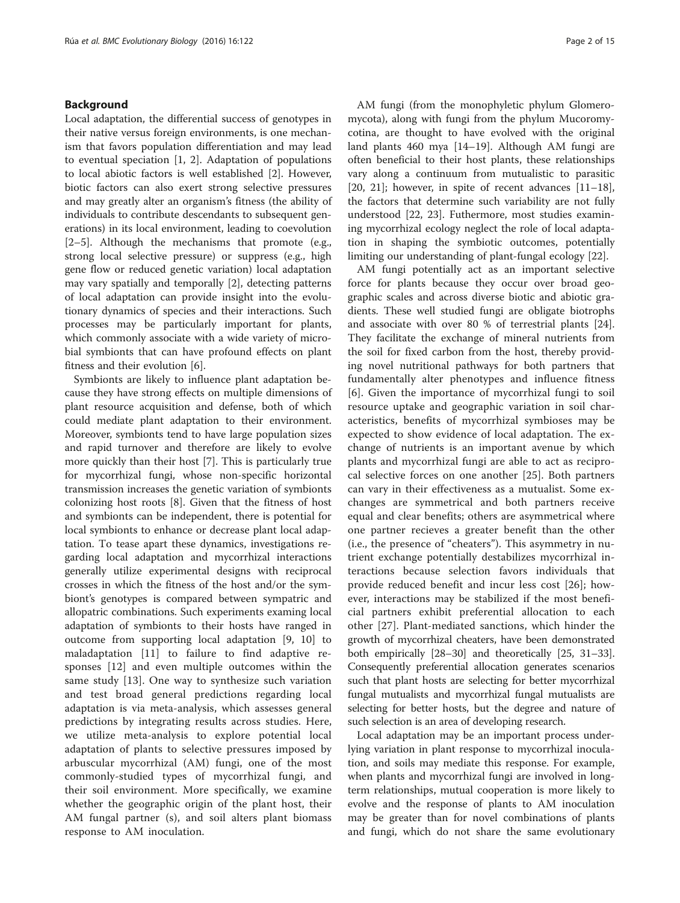## Background

Local adaptation, the differential success of genotypes in their native versus foreign environments, is one mechanism that favors population differentiation and may lead to eventual speciation [1, 2]. Adaptation of populations to local abiotic factors is well established [2]. However, biotic factors can also exert strong selective pressures and may greatly alter an organism's fitness (the ability of individuals to contribute descendants to subsequent generations) in its local environment, leading to coevolution [2–5]. Although the mechanisms that promote (e.g., strong local selective pressure) or suppress (e.g., high gene flow or reduced genetic variation) local adaptation may vary spatially and temporally [2], detecting patterns of local adaptation can provide insight into the evolutionary dynamics of species and their interactions. Such processes may be particularly important for plants, which commonly associate with a wide variety of microbial symbionts that can have profound effects on plant fitness and their evolution [6].

Symbionts are likely to influence plant adaptation because they have strong effects on multiple dimensions of plant resource acquisition and defense, both of which could mediate plant adaptation to their environment. Moreover, symbionts tend to have large population sizes and rapid turnover and therefore are likely to evolve more quickly than their host [7]. This is particularly true for mycorrhizal fungi, whose non-specific horizontal transmission increases the genetic variation of symbionts colonizing host roots [8]. Given that the fitness of host and symbionts can be independent, there is potential for local symbionts to enhance or decrease plant local adaptation. To tease apart these dynamics, investigations regarding local adaptation and mycorrhizal interactions generally utilize experimental designs with reciprocal crosses in which the fitness of the host and/or the symbiont's genotypes is compared between sympatric and allopatric combinations. Such experiments examing local adaptation of symbionts to their hosts have ranged in outcome from supporting local adaptation [9, 10] to maladaptation [11] to failure to find adaptive responses [12] and even multiple outcomes within the same study [13]. One way to synthesize such variation and test broad general predictions regarding local adaptation is via meta-analysis, which assesses general predictions by integrating results across studies. Here, we utilize meta-analysis to explore potential local adaptation of plants to selective pressures imposed by arbuscular mycorrhizal (AM) fungi, one of the most commonly-studied types of mycorrhizal fungi, and their soil environment. More specifically, we examine whether the geographic origin of the plant host, their AM fungal partner (s), and soil alters plant biomass response to AM inoculation.

AM fungi (from the monophyletic phylum Glomeromycota), along with fungi from the phylum Mucoromycotina, are thought to have evolved with the original land plants 460 mya [14–19]. Although AM fungi are often beneficial to their host plants, these relationships vary along a continuum from mutualistic to parasitic [20, 21]; however, in spite of recent advances [11–18], the factors that determine such variability are not fully understood [22, 23]. Futhermore, most studies examining mycorrhizal ecology neglect the role of local adaptation in shaping the symbiotic outcomes, potentially limiting our understanding of plant-fungal ecology [22].

AM fungi potentially act as an important selective force for plants because they occur over broad geographic scales and across diverse biotic and abiotic gradients. These well studied fungi are obligate biotrophs and associate with over 80 % of terrestrial plants [24]. They facilitate the exchange of mineral nutrients from the soil for fixed carbon from the host, thereby providing novel nutritional pathways for both partners that fundamentally alter phenotypes and influence fitness [6]. Given the importance of mycorrhizal fungi to soil resource uptake and geographic variation in soil characteristics, benefits of mycorrhizal symbioses may be expected to show evidence of local adaptation. The exchange of nutrients is an important avenue by which plants and mycorrhizal fungi are able to act as reciprocal selective forces on one another [25]. Both partners can vary in their effectiveness as a mutualist. Some exchanges are symmetrical and both partners receive equal and clear benefits; others are asymmetrical where one partner recieves a greater benefit than the other (i.e., the presence of "cheaters"). This asymmetry in nutrient exchange potentially destabilizes mycorrhizal interactions because selection favors individuals that provide reduced benefit and incur less cost [26]; however, interactions may be stabilized if the most beneficial partners exhibit preferential allocation to each other [27]. Plant-mediated sanctions, which hinder the growth of mycorrhizal cheaters, have been demonstrated both empirically [28–30] and theoretically [25, 31–33]. Consequently preferential allocation generates scenarios such that plant hosts are selecting for better mycorrhizal fungal mutualists and mycorrhizal fungal mutualists are selecting for better hosts, but the degree and nature of such selection is an area of developing research.

Local adaptation may be an important process underlying variation in plant response to mycorrhizal inoculation, and soils may mediate this response. For example, when plants and mycorrhizal fungi are involved in long-term relationships, mutual cooperation is more likely to evolve and the response of plants to AM inoculation may be greater than for novel combinations of plants and fungi, which do not share the same evolutionary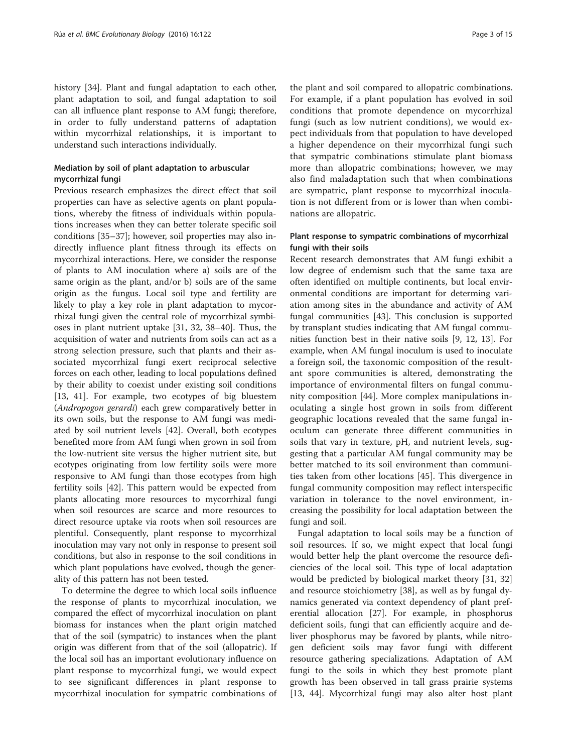history [34]. Plant and fungal adaptation to each other, plant adaptation to soil, and fungal adaptation to soil can all influence plant response to AM fungi; therefore, in order to fully understand patterns of adaptation within mycorrhizal relationships, it is important to understand such interactions individually.

### Mediation by soil of plant adaptation to arbuscular mycorrhizal fungi

Previous research emphasizes the direct effect that soil properties can have as selective agents on plant populations, whereby the fitness of individuals within populations increases when they can better tolerate specific soil conditions [35–37]; however, soil properties may also indirectly influence plant fitness through its effects on mycorrhizal interactions. Here, we consider the response of plants to AM inoculation where a) soils are of the same origin as the plant, and/or b) soils are of the same origin as the fungus. Local soil type and fertility are likely to play a key role in plant adaptation to mycorrhizal fungi given the central role of mycorrhizal symbioses in plant nutrient uptake [31, 32, 38–40]. Thus, the acquisition of water and nutrients from soils can act as a strong selection pressure, such that plants and their associated mycorrhizal fungi exert reciprocal selective forces on each other, leading to local populations defined by their ability to coexist under existing soil conditions [13, 41]. For example, two ecotypes of big bluestem (*Andropogon gerardi*) each grew comparatively better in its own soils, but the response to AM fungi was mediated by soil nutrient levels [42]. Overall, both ecotypes benefited more from AM fungi when grown in soil from the low-nutrient site versus the higher nutrient site, but ecotypes originating from low fertility soils were more responsive to AM fungi than those ecotypes from high fertility soils [42]. This pattern would be expected from plants allocating more resources to mycorrhizal fungi when soil resources are scarce and more resources to direct resource uptake via roots when soil resources are plentiful. Consequently, plant response to mycorrhizal inoculation may vary not only in response to present soil conditions, but also in response to the soil conditions in which plant populations have evolved, though the generality of this pattern has not been tested.

To determine the degree to which local soils influence the response of plants to mycorrhizal inoculation, we compared the effect of mycorrhizal inoculation on plant biomass for instances when the plant origin matched that of the soil (sympatric) to instances when the plant origin was different from that of the soil (allopatric). If the local soil has an important evolutionary influence on plant response to mycorrhizal fungi, we would expect to see significant differences in plant response to mycorrhizal inoculation for sympatric combinations of the plant and soil compared to allopatric combinations. For example, if a plant population has evolved in soil conditions that promote dependence on mycorrhizal fungi (such as low nutrient conditions), we would expect individuals from that population to have developed a higher dependence on their mycorrhizal fungi such that sympatric combinations stimulate plant biomass more than allopatric combinations; however, we may also find maladaptation such that when combinations are sympatric, plant response to mycorrhizal inoculation is not different from or is lower than when combinations are allopatric.

### Plant response to sympatric combinations of mycorrhizal fungi with their soils

Recent research demonstrates that AM fungi exhibit a low degree of endemism such that the same taxa are often identified on multiple continents, but local environmental conditions are important for determing variation among sites in the abundance and activity of AM fungal communities [43]. This conclusion is supported by transplant studies indicating that AM fungal communities function best in their native soils [9, 12, 13]. For example, when AM fungal inoculum is used to inoculate a foreign soil, the taxonomic composition of the resultant spore communities is altered, demonstrating the importance of environmental filters on fungal community composition [44]. More complex manipulations inoculating a single host grown in soils from different geographic locations revealed that the same fungal inoculum can generate three different communities in soils that vary in texture, pH, and nutrient levels, suggesting that a particular AM fungal community may be better matched to its soil environment than communities taken from other locations [45]. This divergence in fungal community composition may reflect interspecific variation in tolerance to the novel environment, increasing the possibility for local adaptation between the fungi and soil.

Fungal adaptation to local soils may be a function of soil resources. If so, we might expect that local fungi would better help the plant overcome the resource deficiencies of the local soil. This type of local adaptation would be predicted by biological market theory [31, 32] and resource stoichiometry [38], as well as by fungal dynamics generated via context dependency of plant preferential allocation [27]. For example, in phosphorus deficient soils, fungi that can efficiently acquire and deliver phosphorus may be favored by plants, while nitrogen deficient soils may favor fungi with different resource gathering specializations. Adaptation of AM fungi to the soils in which they best promote plant growth has been observed in tall grass prairie systems [13, 44]. Mycorrhizal fungi may also alter host plant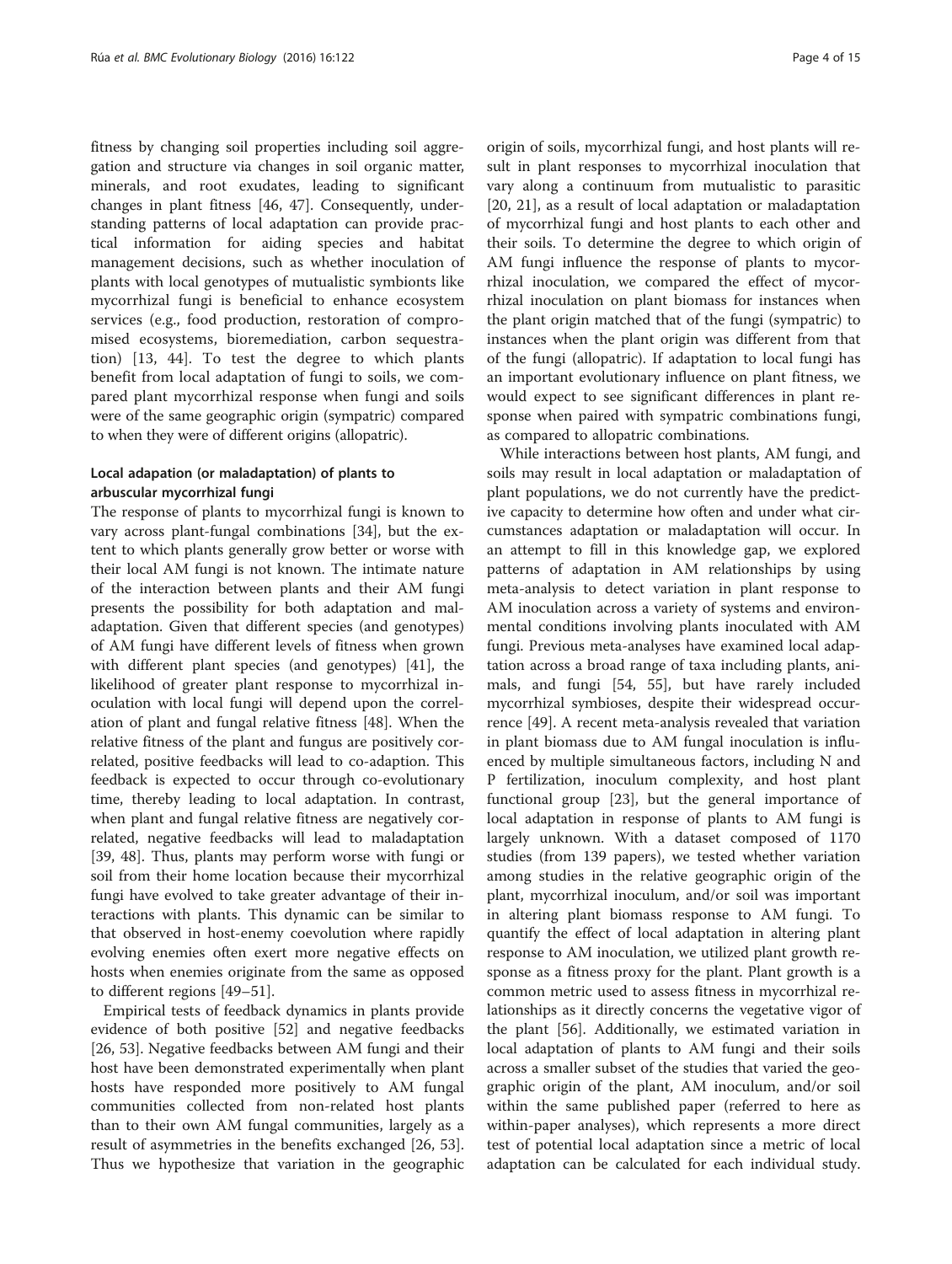fitness by changing soil properties including soil aggregation and structure via changes in soil organic matter, minerals, and root exudates, leading to significant changes in plant fitness [46, 47]. Consequently, understanding patterns of local adaptation can provide practical information for aiding species and habitat management decisions, such as whether inoculation of plants with local genotypes of mutualistic symbionts like mycorrhizal fungi is beneficial to enhance ecosystem services (e.g., food production, restoration of compromised ecosystems, bioremediation, carbon sequestration) [13, 44]. To test the degree to which plants benefit from local adaptation of fungi to soils, we compared plant mycorrhizal response when fungi and soils were of the same geographic origin (sympatric) compared to when they were of different origins (allopatric).

### Local adapation (or maladaptation) of plants to arbuscular mycorrhizal fungi

The response of plants to mycorrhizal fungi is known to vary across plant-fungal combinations [34], but the extent to which plants generally grow better or worse with their local AM fungi is not known. The intimate nature of the interaction between plants and their AM fungi presents the possibility for both adaptation and maladaptation. Given that different species (and genotypes) of AM fungi have different levels of fitness when grown with different plant species (and genotypes) [41], the likelihood of greater plant response to mycorrhizal inoculation with local fungi will depend upon the correlation of plant and fungal relative fitness [48]. When the relative fitness of the plant and fungus are positively correlated, positive feedbacks will lead to co-adaption. This feedback is expected to occur through co-evolutionary time, thereby leading to local adaptation. In contrast, when plant and fungal relative fitness are negatively correlated, negative feedbacks will lead to maladaptation [39, 48]. Thus, plants may perform worse with fungi or soil from their home location because their mycorrhizal fungi have evolved to take greater advantage of their interactions with plants. This dynamic can be similar to that observed in host-enemy coevolution where rapidly evolving enemies often exert more negative effects on hosts when enemies originate from the same as opposed to different regions [49–51].

Empirical tests of feedback dynamics in plants provide evidence of both positive [52] and negative feedbacks [26, 53]. Negative feedbacks between AM fungi and their host have been demonstrated experimentally when plant hosts have responded more positively to AM fungal communities collected from non-related host plants than to their own AM fungal communities, largely as a result of asymmetries in the benefits exchanged [26, 53]. Thus we hypothesize that variation in the geographic origin of soils, mycorrhizal fungi, and host plants will result in plant responses to mycorrhizal inoculation that vary along a continuum from mutualistic to parasitic [20, 21], as a result of local adaptation or maladaptation of mycorrhizal fungi and host plants to each other and their soils. To determine the degree to which origin of AM fungi influence the response of plants to mycorrhizal inoculation, we compared the effect of mycorrhizal inoculation on plant biomass for instances when the plant origin matched that of the fungi (sympatric) to instances when the plant origin was different from that of the fungi (allopatric). If adaptation to local fungi has an important evolutionary influence on plant fitness, we would expect to see significant differences in plant response when paired with sympatric combinations fungi, as compared to allopatric combinations.

While interactions between host plants, AM fungi, and soils may result in local adaptation or maladaptation of plant populations, we do not currently have the predictive capacity to determine how often and under what circumstances adaptation or maladaptation will occur. In an attempt to fill in this knowledge gap, we explored patterns of adaptation in AM relationships by using meta-analysis to detect variation in plant response to AM inoculation across a variety of systems and environmental conditions involving plants inoculated with AM fungi. Previous meta-analyses have examined local adaptation across a broad range of taxa including plants, animals, and fungi [54, 55], but have rarely included mycorrhizal symbioses, despite their widespread occurrence [49]. A recent meta-analysis revealed that variation in plant biomass due to AM fungal inoculation is influenced by multiple simultaneous factors, including N and P fertilization, inoculum complexity, and host plant functional group [23], but the general importance of local adaptation in response of plants to AM fungi is largely unknown. With a dataset composed of 1170 studies (from 139 papers), we tested whether variation among studies in the relative geographic origin of the plant, mycorrhizal inoculum, and/or soil was important in altering plant biomass response to AM fungi. To quantify the effect of local adaptation in altering plant response to AM inoculation, we utilized plant growth response as a fitness proxy for the plant. Plant growth is a common metric used to assess fitness in mycorrhizal relationships as it directly concerns the vegetative vigor of the plant [56]. Additionally, we estimated variation in local adaptation of plants to AM fungi and their soils across a smaller subset of the studies that varied the geographic origin of the plant, AM inoculum, and/or soil within the same published paper (referred to here as within-paper analyses), which represents a more direct test of potential local adaptation since a metric of local adaptation can be calculated for each individual study.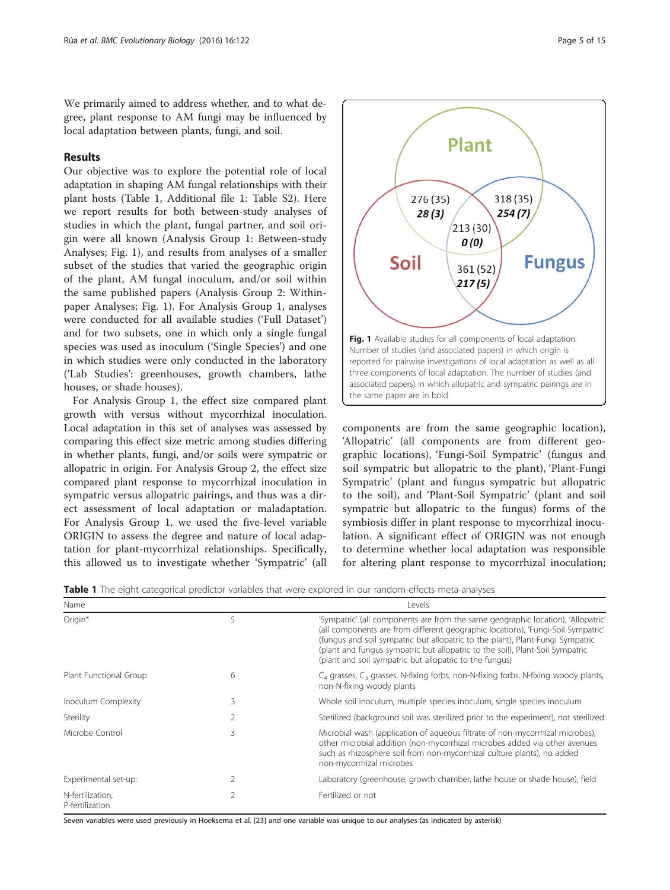We primarily aimed to address whether, and to what degree, plant response to AM fungi may be influenced by local adaptation between plants, fungi, and soil.

## Results

Our objective was to explore the potential role of local adaptation in shaping AM fungal relationships with their plant hosts (Table 1, Additional file 1: Table S2). Here we report results for both between-study analyses of studies in which the plant, fungal partner, and soil origin were all known (Analysis Group 1: Between-study Analyses; Fig. 1), and results from analyses of a smaller subset of the studies that varied the geographic origin of the plant, AM fungal inoculum, and/or soil within the same published papers (Analysis Group 2: Within-paper Analyses; Fig. 1). For Analysis Group 1, analyses were conducted for all available studies ('Full Dataset') and for two subsets, one in which only a single fungal species was used as inoculum ('Single Species') and one in which studies were only conducted in the laboratory ('Lab Studies': greenhouses, growth chambers, lathe houses, or shade houses).

For Analysis Group 1, the effect size compared plant growth with versus without mycorrhizal inoculation. Local adaptation in this set of analyses was assessed by comparing this effect size metric among studies differing in whether plants, fungi, and/or soils were sympatric or allopatric in origin. For Analysis Group 2, the effect size compared plant response to mycorrhizal inoculation in sympatric versus allopatric pairings, and thus was a direct assessment of local adaptation or maladaptation. For Analysis Group 1, we used the five-level variable ORIGIN to assess the degree and nature of local adaptation for plant-mycorrhizal relationships. Specifically, this allowed us to investigate whether 'Sympatric' (all components are from the same geographic location), 'Allopatric' (all components are from different geographic locations), 'Fungi-Soil Sympatric' (fungus and soil sympatric but allopatric to the plant), 'Plant-Fungi Sympatric' (plant and fungus sympatric but allopatric to the soil), and 'Plant-Soil Sympatric' (plant and soil sympatric but allopatric to the fungus) forms of the symbiosis differ in plant response to mycorrhizal inoculation. A significant effect of ORIGIN was not enough to determine whether local adaptation was responsible for altering plant response to mycorrhizal inoculation;

Plant / Soil / Fungus Venn diagram:

- Plant ∩ Soil: 276 (35), **28 (3)**
- Plant ∩ Fungus: 318 (35), **254 (7)**
- Plant ∩ Soil ∩ Fungus: 213 (30), **0 (0)**
- Soil ∩ Fungus: 361 (52), **217 (5)**

**Fig. 1** Available studies for all components of local adaptation. Number of studies (and associated papers) in which origin is reported for pairwise investigations of local adaptation as well as all three components of local adaptation. The number of studies (and associated papers) in which allopatric and sympatric pairings are in the same paper are in bold

**Table 1** The eight categorical predictor variables that were explored in our random-effects meta-analyses

| Name | | Levels |
|---|---|---|
| Origin* | 5 | 'Sympatric' (all components are from the same geographic location), 'Allopatric' (all components are from different geographic locations), 'Fungi-Soil Sympatric' (fungus and soil sympatric but allopatric to the plant), Plant-Fungi Sympatric (plant and fungus sympatric but allopatric to the soil), Plant-Soil Sympatric (plant and soil sympatric but allopatric to the fungus) |
| Plant Functional Group | 6 | $C_4$ grasses, $C_3$ grasses, N-fixing forbs, non-N-fixing forbs, N-fixing woody plants, non-N-fixing woody plants |
| Inoculum Complexity | 3 | Whole soil inoculum, multiple species inoculum, single species inoculum |
| Sterility | 2 | Sterilized (background soil was sterilized prior to the experiment), not sterilized |
| Microbe Control | 3 | Microbial wash (application of aqueous filtrate of non-mycorrhizal microbes), other microbial addition (non-mycorrhizal microbes added via other avenues such as rhizosphere soil from non-mycorrhizal culture plants), no added non-mycorrhizal microbes |
| Experimental set-up: | 2 | Laboratory (greenhouse, growth chamber, lathe house or shade house), field |
| N-fertilization, P-fertilization | 2 | Fertilized or not |

Seven variables were used previously in Hoeksema et al. [23] and one variable was unique to our analyses (as indicated by asterisk)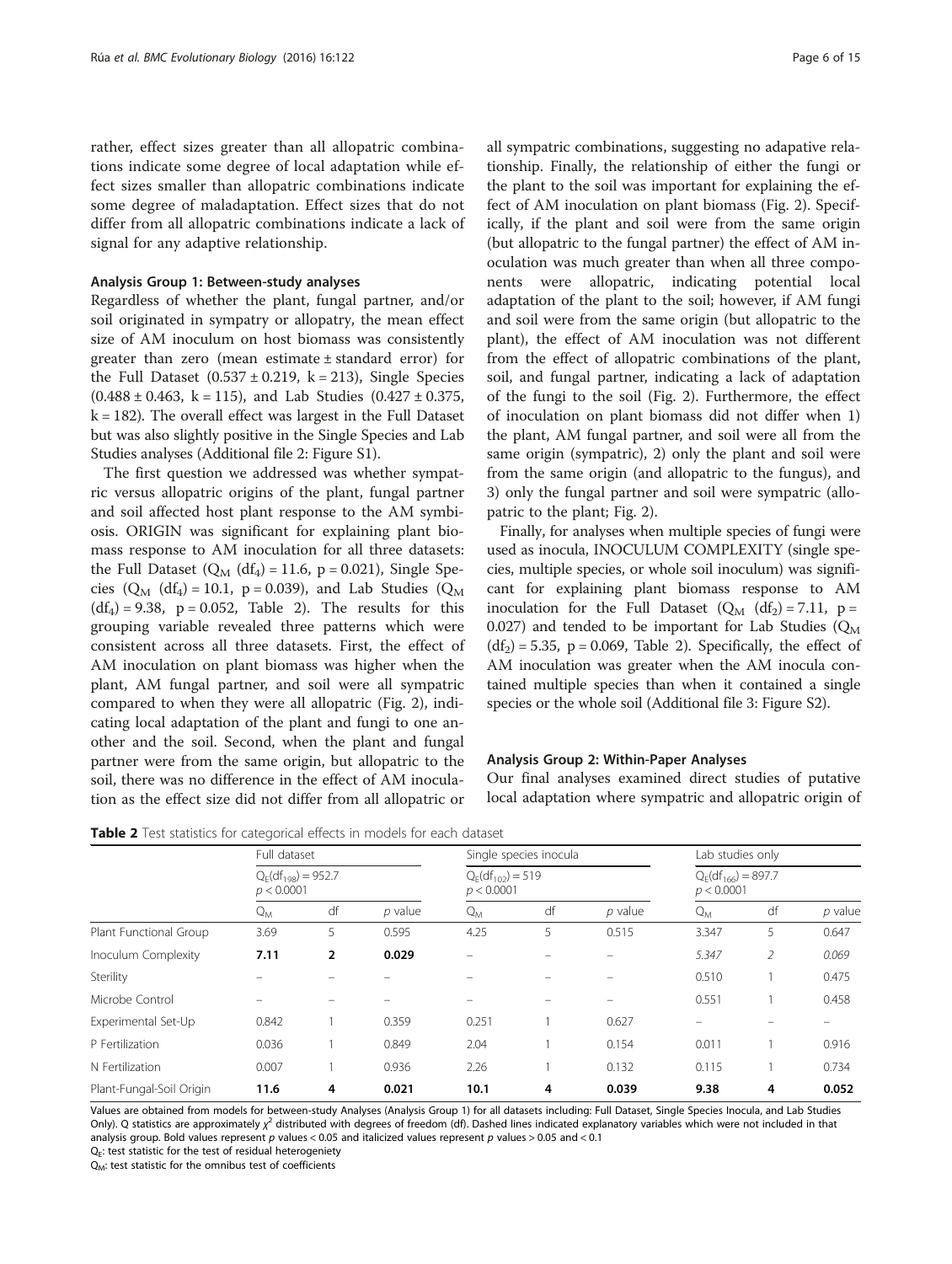rather, effect sizes greater than all allopatric combinations indicate some degree of local adaptation while effect sizes smaller than allopatric combinations indicate some degree of maladaptation. Effect sizes that do not differ from all allopatric combinations indicate a lack of signal for any adaptive relationship.

#### Analysis Group 1: Between-study analyses

Regardless of whether the plant, fungal partner, and/or soil originated in sympatry or allopatry, the mean effect size of AM inoculum on host biomass was consistently greater than zero (mean estimate ± standard error) for the Full Dataset ($0.537 \pm 0.219$, $k = 213$), Single Species ($0.488 \pm 0.463$, $k = 115$), and Lab Studies ($0.427 \pm 0.375$, $k = 182$). The overall effect was largest in the Full Dataset but was also slightly positive in the Single Species and Lab Studies analyses (Additional file 2: Figure S1).

The first question we addressed was whether sympatric versus allopatric origins of the plant, fungal partner and soil affected host plant response to the AM symbiosis. ORIGIN was significant for explaining plant biomass response to AM inoculation for all three datasets: the Full Dataset ($Q_M$ ($df_4$) = 11.6, p = 0.021), Single Species ($Q_M$ ($df_4$) = 10.1, p = 0.039), and Lab Studies ($Q_M$ ($df_4$) = 9.38, p = 0.052, Table 2). The results for this grouping variable revealed three patterns which were consistent across all three datasets. First, the effect of AM inoculation on plant biomass was higher when the plant, AM fungal partner, and soil were all sympatric compared to when they were all allopatric (Fig. 2), indicating local adaptation of the plant and fungi to one another and the soil. Second, when the plant and fungal partner were from the same origin, but allopatric to the soil, there was no difference in the effect of AM inoculation as the effect size did not differ from all allopatric or all sympatric combinations, suggesting no adapative relationship. Finally, the relationship of either the fungi or the plant to the soil was important for explaining the effect of AM inoculation on plant biomass (Fig. 2). Specifically, if the plant and soil were from the same origin (but allopatric to the fungal partner) the effect of AM inoculation was much greater than when all three components were allopatric, indicating potential local adaptation of the plant to the soil; however, if AM fungi and soil were from the same origin (but allopatric to the plant), the effect of AM inoculation was not different from the effect of allopatric combinations of the plant, soil, and fungal partner, indicating a lack of adaptation of the fungi to the soil (Fig. 2). Furthermore, the effect of inoculation on plant biomass did not differ when 1) the plant, AM fungal partner, and soil were all from the same origin (sympatric), 2) only the plant and soil were from the same origin (and allopatric to the fungus), and 3) only the fungal partner and soil were sympatric (allopatric to the plant; Fig. 2).

Finally, for analyses when multiple species of fungi were used as inocula, INOCULUM COMPLEXITY (single species, multiple species, or whole soil inoculum) was significant for explaining plant biomass response to AM inoculation for the Full Dataset ($Q_M$ ($df_2$) = 7.11, p = 0.027) and tended to be important for Lab Studies ($Q_M$ ($df_2$) = 5.35, p = 0.069, Table 2). Specifically, the effect of AM inoculation was greater when the AM inocula contained multiple species than when it contained a single species or the whole soil (Additional file 3: Figure S2).

#### Analysis Group 2: Within-Paper Analyses

Our final analyses examined direct studies of putative local adaptation where sympatric and allopatric origin of

**Table 2** Test statistics for categorical effects in models for each dataset

| | Full dataset | | | Single species inocula | | | Lab studies only | | |
|---|---|---|---|---|---|---|---|---|---|
| | $Q_E(df_{198}) = 952.7$ $p < 0.0001$ | | | $Q_E(df_{102}) = 519$ $p < 0.0001$ | | | $Q_E(df_{166}) = 897.7$ $p < 0.0001$ | | |
| | $Q_M$ | df | *p* value | $Q_M$ | df | *p* value | $Q_M$ | df | *p* value |
| Plant Functional Group | 3.69 | 5 | 0.595 | 4.25 | 5 | 0.515 | 3.347 | 5 | 0.647 |
| Inoculum Complexity | **7.11** | **2** | **0.029** | – | – | – | *5.347* | *2* | *0.069* |
| Sterility | – | – | – | – | – | – | 0.510 | 1 | 0.475 |
| Microbe Control | – | – | – | – | – | – | 0.551 | 1 | 0.458 |
| Experimental Set-Up | 0.842 | 1 | 0.359 | 0.251 | 1 | 0.627 | – | – | – |
| P Fertilization | 0.036 | 1 | 0.849 | 2.04 | 1 | 0.154 | 0.011 | 1 | 0.916 |
| N Fertilization | 0.007 | 1 | 0.936 | 2.26 | 1 | 0.132 | 0.115 | 1 | 0.734 |
| Plant-Fungal-Soil Origin | **11.6** | **4** | **0.021** | **10.1** | **4** | **0.039** | **9.38** | **4** | **0.052** |

Values are obtained from models for between-study Analyses (Analysis Group 1) for all datasets including: Full Dataset, Single Species Inocula, and Lab Studies Only). Q statistics are approximately $\chi^2$ distributed with degrees of freedom (df). Dashed lines indicated explanatory variables which were not included in that analysis group. Bold values represent *p* values < 0.05 and italicized values represent *p* values > 0.05 and < 0.1

$Q_E$: test statistic for the test of residual heterogeniety

$Q_M$: test statistic for the omnibus test of coefficients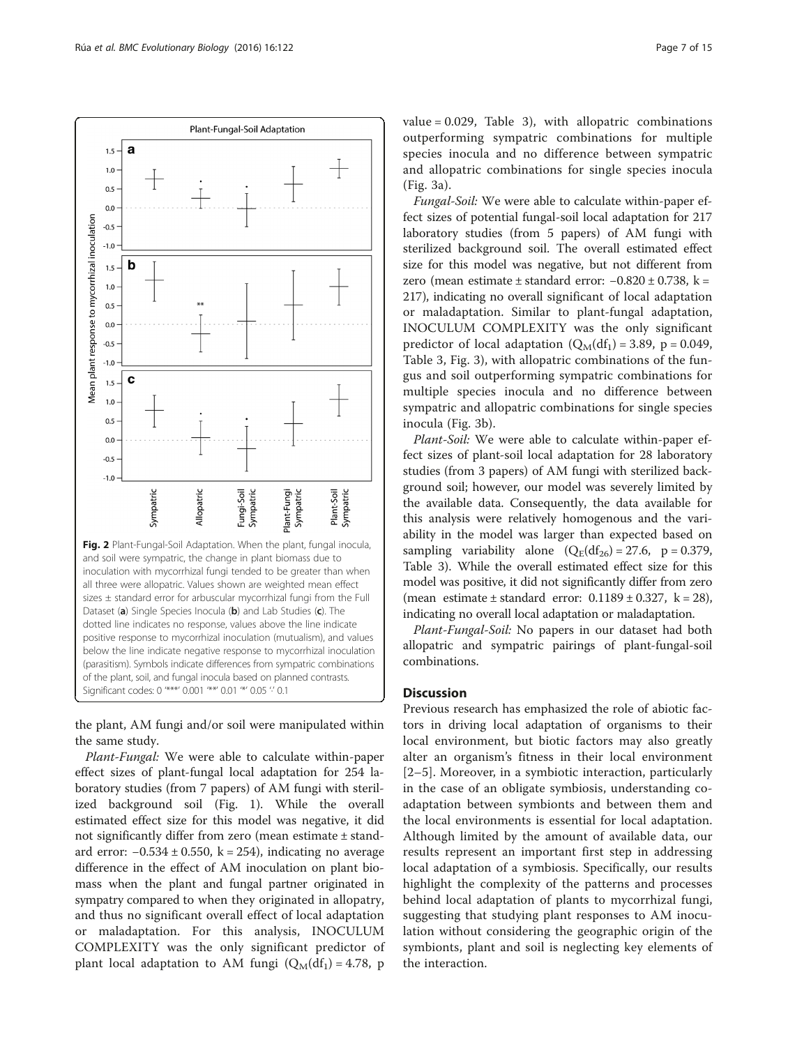Fig. 2 Plant-Fungal-Soil Adaptation. When the plant, fungal inocula, and soil were sympatric, the change in plant biomass due to inoculation with mycorrhizal fungi tended to be greater than when all three were allopatric. Values shown are weighted mean effect sizes ± standard error for arbuscular mycorrhizal fungi from the Full Dataset (a) Single Species Inocula (b) and Lab Studies (c). The dotted line indicates no response, values above the line indicate positive response to mycorrhizal inoculation (mutualism), and values below the line indicate negative response to mycorrhizal inoculation (parasitism). Symbols indicate differences from sympatric combinations of the plant, soil, and fungal inocula based on planned contrasts. Significant codes: 0 '***' 0.001 '**' 0.01 '*' 0.05 '.' 0.1

the plant, AM fungi and/or soil were manipulated within the same study.

*Plant-Fungal:* We were able to calculate within-paper effect sizes of plant-fungal local adaptation for 254 laboratory studies (from 7 papers) of AM fungi with sterilized background soil (Fig. 1). While the overall estimated effect size for this model was negative, it did not significantly differ from zero (mean estimate ± standard error: −0.534 ± 0.550, k = 254), indicating no average difference in the effect of AM inoculation on plant biomass when the plant and fungal partner originated in sympatry compared to when they originated in allopatry, and thus no significant overall effect of local adaptation or maladaptation. For this analysis, INOCULUM COMPLEXITY was the only significant predictor of plant local adaptation to AM fungi ($Q_M(df_1) = 4.78$, p value = 0.029, Table 3), with allopatric combinations outperforming sympatric combinations for multiple species inocula and no difference between sympatric and allopatric combinations for single species inocula (Fig. 3a).

*Fungal-Soil:* We were able to calculate within-paper effect sizes of potential fungal-soil local adaptation for 217 laboratory studies (from 5 papers) of AM fungi with sterilized background soil. The overall estimated effect size for this model was negative, but not different from zero (mean estimate ± standard error: −0.820 ± 0.738, k = 217), indicating no overall significant of local adaptation or maladaptation. Similar to plant-fungal adaptation, INOCULUM COMPLEXITY was the only significant predictor of local adaptation ($Q_M(df_1) = 3.89$, p = 0.049, Table 3, Fig. 3), with allopatric combinations of the fungus and soil outperforming sympatric combinations for multiple species inocula and no difference between sympatric and allopatric combinations for single species inocula (Fig. 3b).

*Plant-Soil:* We were able to calculate within-paper effect sizes of plant-soil local adaptation for 28 laboratory studies (from 3 papers) of AM fungi with sterilized background soil; however, our model was severely limited by the available data. Consequently, the data available for this analysis were relatively homogenous and the variability in the model was larger than expected based on sampling variability alone ($Q_E(df_{26}) = 27.6$, p = 0.379, Table 3). While the overall estimated effect size for this model was positive, it did not significantly differ from zero (mean estimate ± standard error: 0.1189 ± 0.327, k = 28), indicating no overall local adaptation or maladaptation.

*Plant-Fungal-Soil:* No papers in our dataset had both allopatric and sympatric pairings of plant-fungal-soil combinations.

## Discussion

Previous research has emphasized the role of abiotic factors in driving local adaptation of organisms to their local environment, but biotic factors may also greatly alter an organism's fitness in their local environment [2–5]. Moreover, in a symbiotic interaction, particularly in the case of an obligate symbiosis, understanding co-adaptation between symbionts and between them and the local environments is essential for local adaptation. Although limited by the amount of available data, our results represent an important first step in addressing local adaptation of a symbiosis. Specifically, our results highlight the complexity of the patterns and processes behind local adaptation of plants to mycorrhizal fungi, suggesting that studying plant responses to AM inoculation without considering the geographic origin of the symbionts, plant and soil is neglecting key elements of the interaction.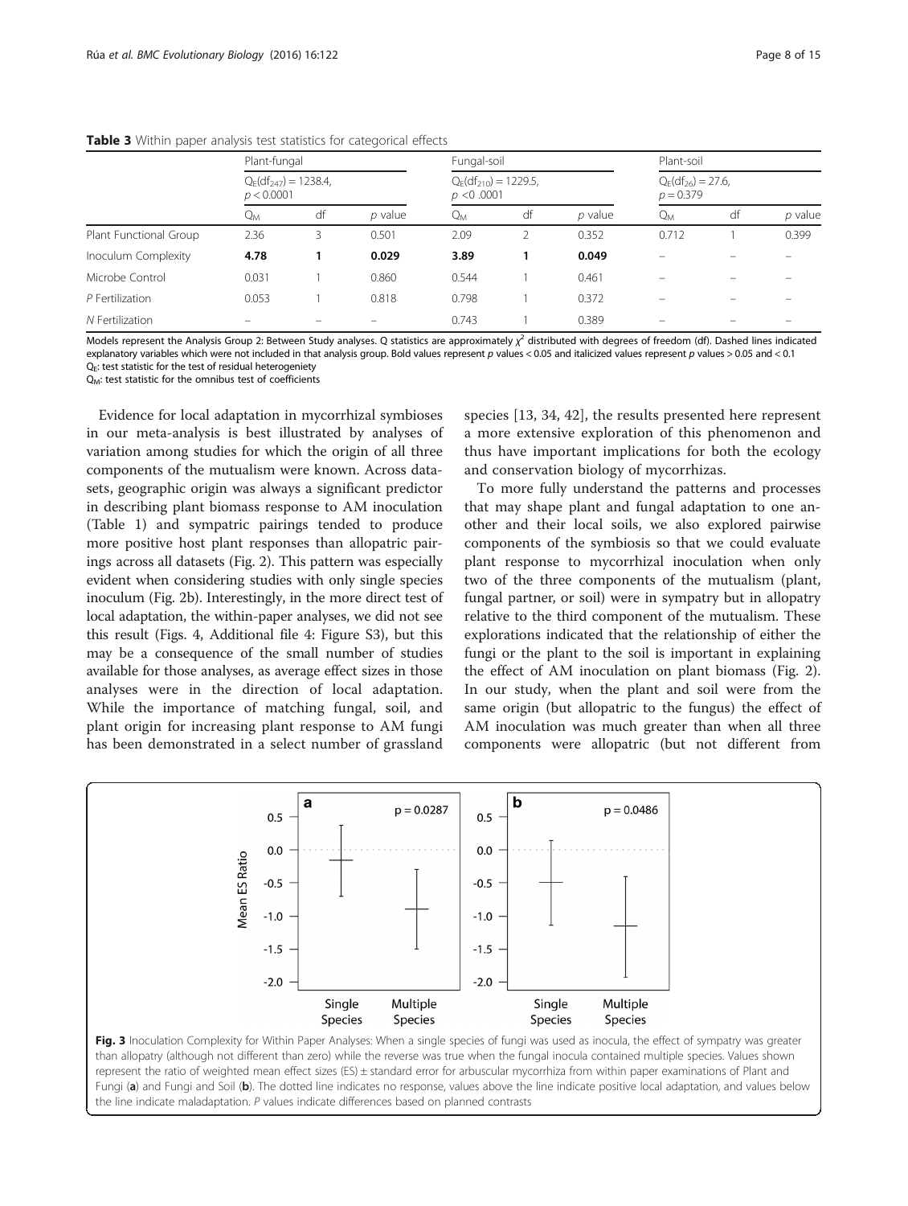**Table 3** Within paper analysis test statistics for categorical effects

| | Plant-fungal | | | Fungal-soil | | | Plant-soil | | |
|---|---|---|---|---|---|---|---|---|---|
| | $Q_E(df_{247}) = 1238.4$, $p < 0.0001$ | | | $Q_E(df_{210}) = 1229.5$, $p < .0001$ | | | $Q_E(df_{26}) = 27.6$, $p = 0.379$ | | |
| | $Q_M$ | df | *p* value | $Q_M$ | df | *p* value | $Q_M$ | df | *p* value |
| Plant Functional Group | 2.36 | 3 | 0.501 | 2.09 | 2 | 0.352 | 0.712 | 1 | 0.399 |
| Inoculum Complexity | **4.78** | **1** | **0.029** | **3.89** | **1** | **0.049** | – | – | – |
| Microbe Control | 0.031 | 1 | 0.860 | 0.544 | 1 | 0.461 | – | – | – |
| *P* Fertilization | 0.053 | 1 | 0.818 | 0.798 | 1 | 0.372 | – | – | – |
| *N* Fertilization | – | – | – | 0.743 | 1 | 0.389 | – | – | – |

Models represent the Analysis Group 2: Between Study analyses. Q statistics are approximately $\chi^2$ distributed with degrees of freedom (df). Dashed lines indicated explanatory variables which were not included in that analysis group. Bold values represent *p* values < 0.05 and italicized values represent *p* values > 0.05 and < 0.1
$Q_E$: test statistic for the test of residual heterogeniety
$Q_M$: test statistic for the omnibus test of coefficients

Evidence for local adaptation in mycorrhizal symbioses in our meta-analysis is best illustrated by analyses of variation among studies for which the origin of all three components of the mutualism were known. Across datasets, geographic origin was always a significant predictor in describing plant biomass response to AM inoculation (Table 1) and sympatric pairings tended to produce more positive host plant responses than allopatric pairings across all datasets (Fig. 2). This pattern was especially evident when considering studies with only single species inoculum (Fig. 2b). Interestingly, in the more direct test of local adaptation, the within-paper analyses, we did not see this result (Figs. 4, Additional file 4: Figure S3), but this may be a consequence of the small number of studies available for those analyses, as average effect sizes in those analyses were in the direction of local adaptation. While the importance of matching fungal, soil, and plant origin for increasing plant response to AM fungi has been demonstrated in a select number of grassland species [13, 34, 42], the results presented here represent a more extensive exploration of this phenomenon and thus have important implications for both the ecology and conservation biology of mycorrhizas.

To more fully understand the patterns and processes that may shape plant and fungal adaptation to one another and their local soils, we also explored pairwise components of the symbiosis so that we could evaluate plant response to mycorrhizal inoculation when only two of the three components of the mutualism (plant, fungal partner, or soil) were in sympatry but in allopatry relative to the third component of the mutualism. These explorations indicated that the relationship of either the fungi or the plant to the soil is important in explaining the effect of AM inoculation on plant biomass (Fig. 2). In our study, when the plant and soil were from the same origin (but allopatric to the fungus) the effect of AM inoculation was much greater than when all three components were allopatric (but not different from

**Fig. 3** Inoculation Complexity for Within Paper Analyses: When a single species of fungi was used as inocula, the effect of sympatry was greater than allopatry (although not different than zero) while the reverse was true when the fungal inocula contained multiple species. Values shown represent the ratio of weighted mean effect sizes (ES) ± standard error for arbuscular mycorrhiza from within paper examinations of Plant and Fungi (**a**) and Fungi and Soil (**b**). The dotted line indicates no response, values above the line indicate positive local adaptation, and values below the line indicate maladaptation. *P* values indicate differences based on planned contrasts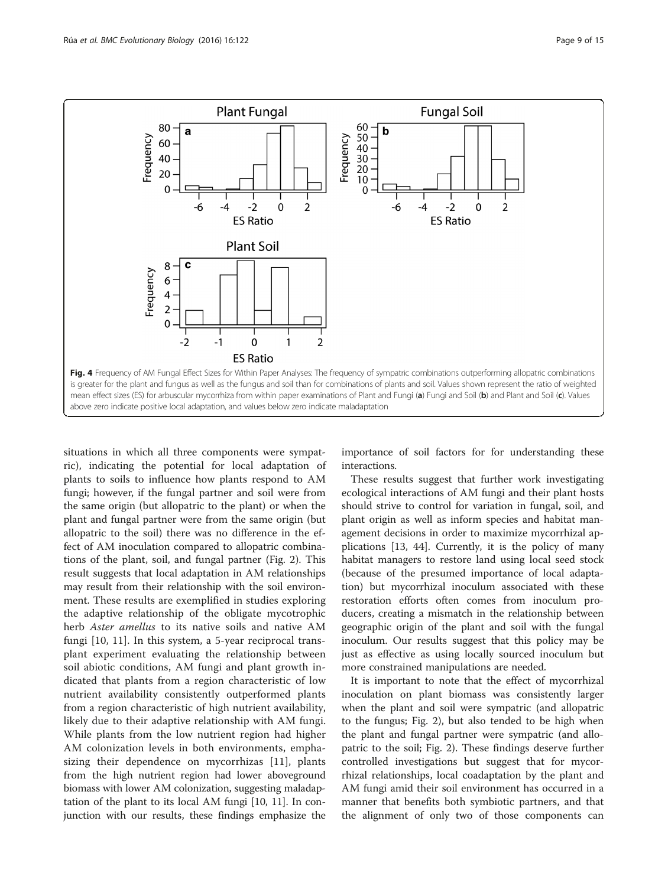Fig. 4 Frequency of AM Fungal Effect Sizes for Within Paper Analyses: The frequency of sympatric combinations outperforming allopatric combinations is greater for the plant and fungus as well as the fungus and soil than for combinations of plants and soil. Values shown represent the ratio of weighted mean effect sizes (ES) for arbuscular mycorrhiza from within paper examinations of Plant and Fungi (**a**) Fungi and Soil (**b**) and Plant and Soil (**c**). Values above zero indicate positive local adaptation, and values below zero indicate maladaptation

situations in which all three components were sympatric), indicating the potential for local adaptation of plants to soils to influence how plants respond to AM fungi; however, if the fungal partner and soil were from the same origin (but allopatric to the plant) or when the plant and fungal partner were from the same origin (but allopatric to the soil) there was no difference in the effect of AM inoculation compared to allopatric combinations of the plant, soil, and fungal partner (Fig. 2). This result suggests that local adaptation in AM relationships may result from their relationship with the soil environment. These results are exemplified in studies exploring the adaptive relationship of the obligate mycotrophic herb *Aster amellus* to its native soils and native AM fungi [10, 11]. In this system, a 5-year reciprocal transplant experiment evaluating the relationship between soil abiotic conditions, AM fungi and plant growth indicated that plants from a region characteristic of low nutrient availability consistently outperformed plants from a region characteristic of high nutrient availability, likely due to their adaptive relationship with AM fungi. While plants from the low nutrient region had higher AM colonization levels in both environments, emphasizing their dependence on mycorrhizas [11], plants from the high nutrient region had lower aboveground biomass with lower AM colonization, suggesting maladaptation of the plant to its local AM fungi [10, 11]. In conjunction with our results, these findings emphasize the importance of soil factors for for understanding these interactions.

These results suggest that further work investigating ecological interactions of AM fungi and their plant hosts should strive to control for variation in fungal, soil, and plant origin as well as inform species and habitat management decisions in order to maximize mycorrhizal applications [13, 44]. Currently, it is the policy of many habitat managers to restore land using local seed stock (because of the presumed importance of local adaptation) but mycorrhizal inoculum associated with these restoration efforts often comes from inoculum producers, creating a mismatch in the relationship between geographic origin of the plant and soil with the fungal inoculum. Our results suggest that this policy may be just as effective as using locally sourced inoculum but more constrained manipulations are needed.

It is important to note that the effect of mycorrhizal inoculation on plant biomass was consistently larger when the plant and soil were sympatric (and allopatric to the fungus; Fig. 2), but also tended to be high when the plant and fungal partner were sympatric (and allopatric to the soil; Fig. 2). These findings deserve further controlled investigations but suggest that for mycorrhizal relationships, local coadaptation by the plant and AM fungi amid their soil environment has occurred in a manner that benefits both symbiotic partners, and that the alignment of only two of those components can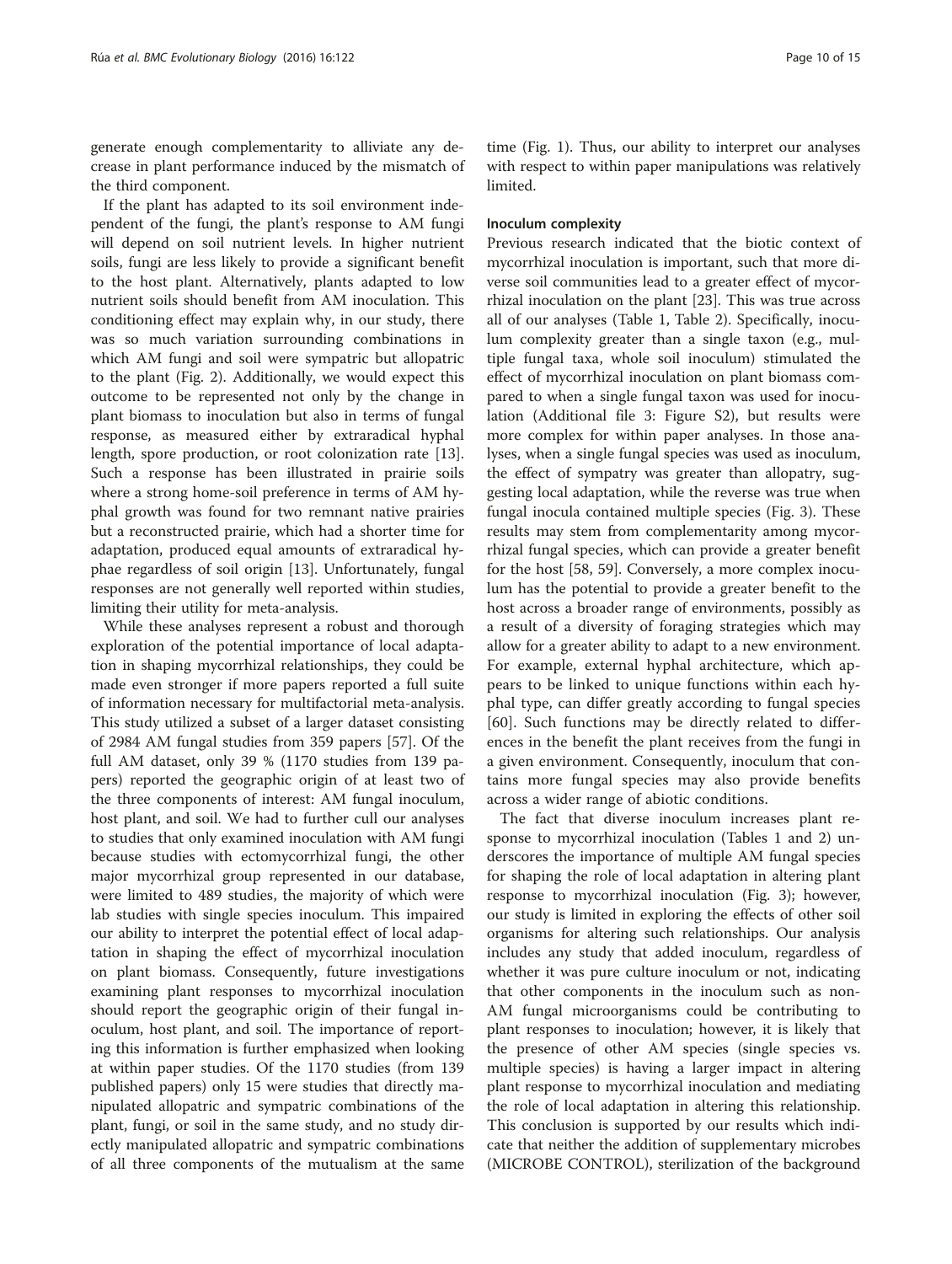generate enough complementarity to alliviate any decrease in plant performance induced by the mismatch of the third component.

If the plant has adapted to its soil environment independent of the fungi, the plant's response to AM fungi will depend on soil nutrient levels. In higher nutrient soils, fungi are less likely to provide a significant benefit to the host plant. Alternatively, plants adapted to low nutrient soils should benefit from AM inoculation. This conditioning effect may explain why, in our study, there was so much variation surrounding combinations in which AM fungi and soil were sympatric but allopatric to the plant (Fig. 2). Additionally, we would expect this outcome to be represented not only by the change in plant biomass to inoculation but also in terms of fungal response, as measured either by extraradical hyphal length, spore production, or root colonization rate [13]. Such a response has been illustrated in prairie soils where a strong home-soil preference in terms of AM hyphal growth was found for two remnant native prairies but a reconstructed prairie, which had a shorter time for adaptation, produced equal amounts of extraradical hyphae regardless of soil origin [13]. Unfortunately, fungal responses are not generally well reported within studies, limiting their utility for meta-analysis.

While these analyses represent a robust and thorough exploration of the potential importance of local adaptation in shaping mycorrhizal relationships, they could be made even stronger if more papers reported a full suite of information necessary for multifactorial meta-analysis. This study utilized a subset of a larger dataset consisting of 2984 AM fungal studies from 359 papers [57]. Of the full AM dataset, only 39 % (1170 studies from 139 papers) reported the geographic origin of at least two of the three components of interest: AM fungal inoculum, host plant, and soil. We had to further cull our analyses to studies that only examined inoculation with AM fungi because studies with ectomycorrhizal fungi, the other major mycorrhizal group represented in our database, were limited to 489 studies, the majority of which were lab studies with single species inoculum. This impaired our ability to interpret the potential effect of local adaptation in shaping the effect of mycorrhizal inoculation on plant biomass. Consequently, future investigations examining plant responses to mycorrhizal inoculation should report the geographic origin of their fungal inoculum, host plant, and soil. The importance of reporting this information is further emphasized when looking at within paper studies. Of the 1170 studies (from 139 published papers) only 15 were studies that directly manipulated allopatric and sympatric combinations of the plant, fungi, or soil in the same study, and no study directly manipulated allopatric and sympatric combinations of all three components of the mutualism at the same time (Fig. 1). Thus, our ability to interpret our analyses with respect to within paper manipulations was relatively limited.

#### Inoculum complexity

Previous research indicated that the biotic context of mycorrhizal inoculation is important, such that more diverse soil communities lead to a greater effect of mycorrhizal inoculation on the plant [23]. This was true across all of our analyses (Table 1, Table 2). Specifically, inoculum complexity greater than a single taxon (e.g., multiple fungal taxa, whole soil inoculum) stimulated the effect of mycorrhizal inoculation on plant biomass compared to when a single fungal taxon was used for inoculation (Additional file 3: Figure S2), but results were more complex for within paper analyses. In those analyses, when a single fungal species was used as inoculum, the effect of sympatry was greater than allopatry, suggesting local adaptation, while the reverse was true when fungal inocula contained multiple species (Fig. 3). These results may stem from complementarity among mycorrhizal fungal species, which can provide a greater benefit for the host [58, 59]. Conversely, a more complex inoculum has the potential to provide a greater benefit to the host across a broader range of environments, possibly as a result of a diversity of foraging strategies which may allow for a greater ability to adapt to a new environment. For example, external hyphal architecture, which appears to be linked to unique functions within each hyphal type, can differ greatly according to fungal species [60]. Such functions may be directly related to differences in the benefit the plant receives from the fungi in a given environment. Consequently, inoculum that contains more fungal species may also provide benefits across a wider range of abiotic conditions.

The fact that diverse inoculum increases plant response to mycorrhizal inoculation (Tables 1 and 2) underscores the importance of multiple AM fungal species for shaping the role of local adaptation in altering plant response to mycorrhizal inoculation (Fig. 3); however, our study is limited in exploring the effects of other soil organisms for altering such relationships. Our analysis includes any study that added inoculum, regardless of whether it was pure culture inoculum or not, indicating that other components in the inoculum such as non-AM fungal microorganisms could be contributing to plant responses to inoculation; however, it is likely that the presence of other AM species (single species vs. multiple species) is having a larger impact in altering plant response to mycorrhizal inoculation and mediating the role of local adaptation in altering this relationship. This conclusion is supported by our results which indicate that neither the addition of supplementary microbes (MICROBE CONTROL), sterilization of the background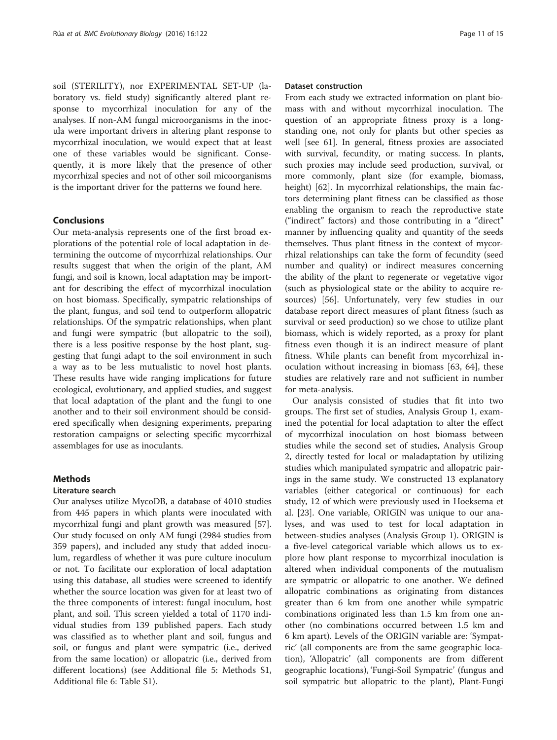soil (STERILITY), nor EXPERIMENTAL SET-UP (laboratory vs. field study) significantly altered plant response to mycorrhizal inoculation for any of the analyses. If non-AM fungal microorganisms in the inocula were important drivers in altering plant response to mycorrhizal inoculation, we would expect that at least one of these variables would be significant. Consequently, it is more likely that the presence of other mycorrhizal species and not of other soil micoorganisms is the important driver for the patterns we found here.

## Conclusions

Our meta-analysis represents one of the first broad explorations of the potential role of local adaptation in determining the outcome of mycorrhizal relationships. Our results suggest that when the origin of the plant, AM fungi, and soil is known, local adaptation may be important for describing the effect of mycorrhizal inoculation on host biomass. Specifically, sympatric relationships of the plant, fungus, and soil tend to outperform allopatric relationships. Of the sympatric relationships, when plant and fungi were sympatric (but allopatric to the soil), there is a less positive response by the host plant, suggesting that fungi adapt to the soil environment in such a way as to be less mutualistic to novel host plants. These results have wide ranging implications for future ecological, evolutionary, and applied studies, and suggest that local adaptation of the plant and the fungi to one another and to their soil environment should be considered specifically when designing experiments, preparing restoration campaigns or selecting specific mycorrhizal assemblages for use as inoculants.

## Methods

### Literature search

Our analyses utilize MycoDB, a database of 4010 studies from 445 papers in which plants were inoculated with mycorrhizal fungi and plant growth was measured [57]. Our study focused on only AM fungi (2984 studies from 359 papers), and included any study that added inoculum, regardless of whether it was pure culture inoculum or not. To facilitate our exploration of local adaptation using this database, all studies were screened to identify whether the source location was given for at least two of the three components of interest: fungal inoculum, host plant, and soil. This screen yielded a total of 1170 individual studies from 139 published papers. Each study was classified as to whether plant and soil, fungus and soil, or fungus and plant were sympatric (i.e., derived from the same location) or allopatric (i.e., derived from different locations) (see Additional file 5: Methods S1, Additional file 6: Table S1).

### Dataset construction

From each study we extracted information on plant biomass with and without mycorrhizal inoculation. The question of an appropriate fitness proxy is a longstanding one, not only for plants but other species as well [see 61]. In general, fitness proxies are associated with survival, fecundity, or mating success. In plants, such proxies may include seed production, survival, or more commonly, plant size (for example, biomass, height) [62]. In mycorrhizal relationships, the main factors determining plant fitness can be classified as those enabling the organism to reach the reproductive state ("indirect" factors) and those contributing in a "direct" manner by influencing quality and quantity of the seeds themselves. Thus plant fitness in the context of mycorrhizal relationships can take the form of fecundity (seed number and quality) or indirect measures concerning the ability of the plant to regenerate or vegetative vigor (such as physiological state or the ability to acquire resources) [56]. Unfortunately, very few studies in our database report direct measures of plant fitness (such as survival or seed production) so we chose to utilize plant biomass, which is widely reported, as a proxy for plant fitness even though it is an indirect measure of plant fitness. While plants can benefit from mycorrhizal inoculation without increasing in biomass [63, 64], these studies are relatively rare and not sufficient in number for meta-analysis.

Our analysis consisted of studies that fit into two groups. The first set of studies, Analysis Group 1, examined the potential for local adaptation to alter the effect of mycorrhizal inoculation on host biomass between studies while the second set of studies, Analysis Group 2, directly tested for local or maladaptation by utilizing studies which manipulated sympatric and allopatric pairings in the same study. We constructed 13 explanatory variables (either categorical or continuous) for each study, 12 of which were previously used in Hoeksema et al. [23]. One variable, ORIGIN was unique to our analyses, and was used to test for local adaptation in between-studies analyses (Analysis Group 1). ORIGIN is a five-level categorical variable which allows us to explore how plant response to mycorrhizal inoculation is altered when individual components of the mutualism are sympatric or allopatric to one another. We defined allopatric combinations as originating from distances greater than 6 km from one another while sympatric combinations originated less than 1.5 km from one another (no combinations occurred between 1.5 km and 6 km apart). Levels of the ORIGIN variable are: 'Sympatric' (all components are from the same geographic location), 'Allopatric' (all components are from different geographic locations), 'Fungi-Soil Sympatric' (fungus and soil sympatric but allopatric to the plant), Plant-Fungi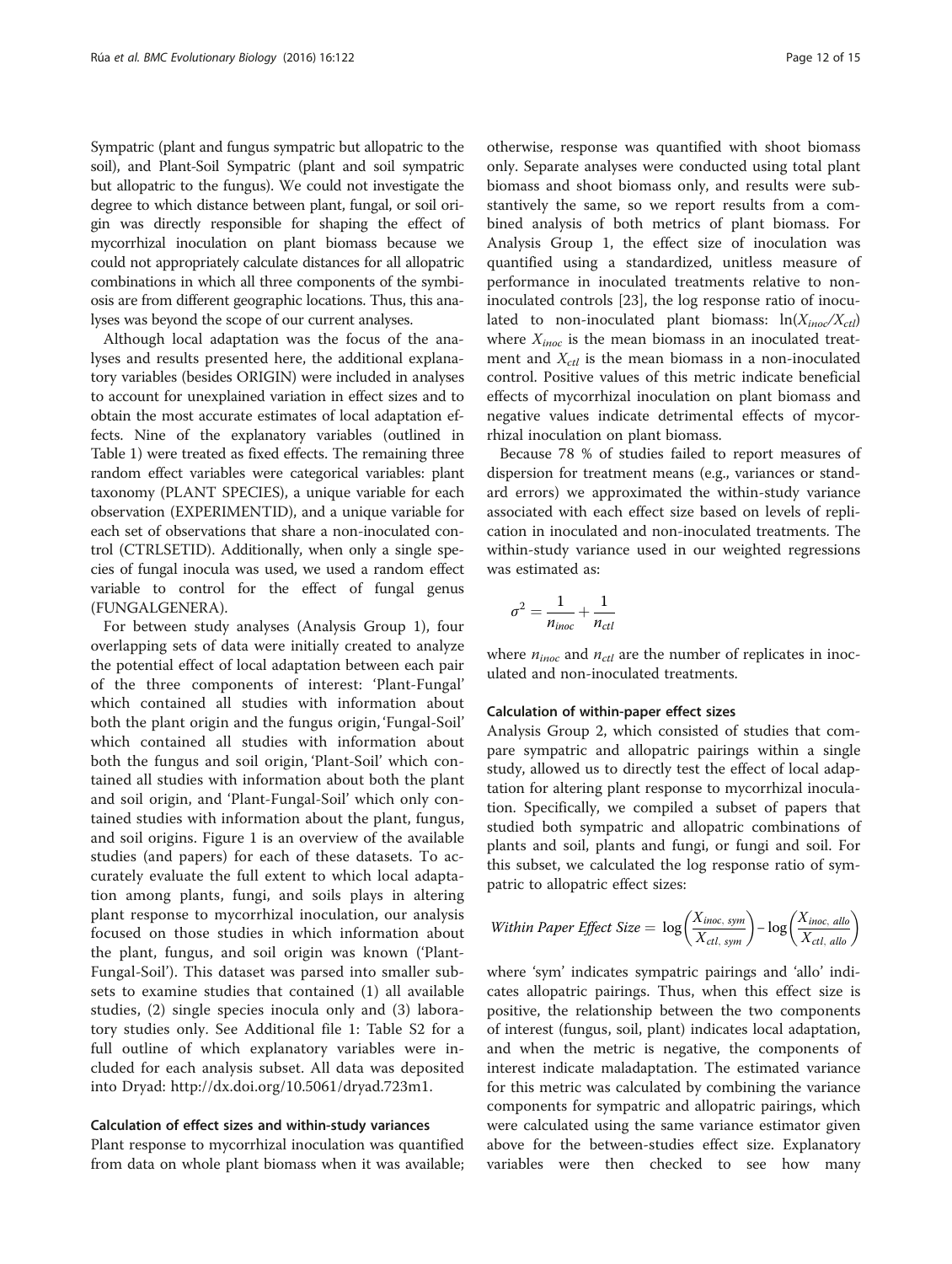Sympatric (plant and fungus sympatric but allopatric to the soil), and Plant-Soil Sympatric (plant and soil sympatric but allopatric to the fungus). We could not investigate the degree to which distance between plant, fungal, or soil origin was directly responsible for shaping the effect of mycorrhizal inoculation on plant biomass because we could not appropriately calculate distances for all allopatric combinations in which all three components of the symbiosis are from different geographic locations. Thus, this analyses was beyond the scope of our current analyses.

Although local adaptation was the focus of the analyses and results presented here, the additional explanatory variables (besides ORIGIN) were included in analyses to account for unexplained variation in effect sizes and to obtain the most accurate estimates of local adaptation effects. Nine of the explanatory variables (outlined in Table 1) were treated as fixed effects. The remaining three random effect variables were categorical variables: plant taxonomy (PLANT SPECIES), a unique variable for each observation (EXPERIMENTID), and a unique variable for each set of observations that share a non-inoculated control (CTRLSETID). Additionally, when only a single species of fungal inocula was used, we used a random effect variable to control for the effect of fungal genus (FUNGALGENERA).

For between study analyses (Analysis Group 1), four overlapping sets of data were initially created to analyze the potential effect of local adaptation between each pair of the three components of interest: 'Plant-Fungal' which contained all studies with information about both the plant origin and the fungus origin, 'Fungal-Soil' which contained all studies with information about both the fungus and soil origin, 'Plant-Soil' which contained all studies with information about both the plant and soil origin, and 'Plant-Fungal-Soil' which only contained studies with information about the plant, fungus, and soil origins. Figure 1 is an overview of the available studies (and papers) for each of these datasets. To accurately evaluate the full extent to which local adaptation among plants, fungi, and soils plays in altering plant response to mycorrhizal inoculation, our analysis focused on those studies in which information about the plant, fungus, and soil origin was known ('Plant-Fungal-Soil'). This dataset was parsed into smaller subsets to examine studies that contained (1) all available studies, (2) single species inocula only and (3) laboratory studies only. See Additional file 1: Table S2 for a full outline of which explanatory variables were included for each analysis subset. All data was deposited into Dryad: http://dx.doi.org/10.5061/dryad.723m1.

### Calculation of effect sizes and within-study variances

Plant response to mycorrhizal inoculation was quantified from data on whole plant biomass when it was available; otherwise, response was quantified with shoot biomass only. Separate analyses were conducted using total plant biomass and shoot biomass only, and results were substantively the same, so we report results from a combined analysis of both metrics of plant biomass. For Analysis Group 1, the effect size of inoculation was quantified using a standardized, unitless measure of performance in inoculated treatments relative to non-inoculated controls [23], the log response ratio of inoculated to non-inoculated plant biomass: $\ln(X_{inoc}/X_{ctl})$ where $X_{inoc}$ is the mean biomass in an inoculated treatment and $X_{ctl}$ is the mean biomass in a non-inoculated control. Positive values of this metric indicate beneficial effects of mycorrhizal inoculation on plant biomass and negative values indicate detrimental effects of mycorrhizal inoculation on plant biomass.

Because 78 % of studies failed to report measures of dispersion for treatment means (e.g., variances or standard errors) we approximated the within-study variance associated with each effect size based on levels of replication in inoculated and non-inoculated treatments. The within-study variance used in our weighted regressions was estimated as:

$$\sigma^2 = \frac{1}{n_{inoc}} + \frac{1}{n_{ctl}}$$

where $n_{inoc}$ and $n_{ctl}$ are the number of replicates in inoculated and non-inoculated treatments.

### Calculation of within-paper effect sizes

Analysis Group 2, which consisted of studies that compare sympatric and allopatric pairings within a single study, allowed us to directly test the effect of local adaptation for altering plant response to mycorrhizal inoculation. Specifically, we compiled a subset of papers that studied both sympatric and allopatric combinations of plants and soil, plants and fungi, or fungi and soil. For this subset, we calculated the log response ratio of sympatric to allopatric effect sizes:

$$Within\ Paper\ Effect\ Size = \log\left(\frac{X_{inoc,\ sym}}{X_{ctl,\ sym}}\right) - \log\left(\frac{X_{inoc,\ allo}}{X_{ctl,\ allo}}\right)$$

where 'sym' indicates sympatric pairings and 'allo' indicates allopatric pairings. Thus, when this effect size is positive, the relationship between the two components of interest (fungus, soil, plant) indicates local adaptation, and when the metric is negative, the components of interest indicate maladaptation. The estimated variance for this metric was calculated by combining the variance components for sympatric and allopatric pairings, which were calculated using the same variance estimator given above for the between-studies effect size. Explanatory variables were then checked to see how many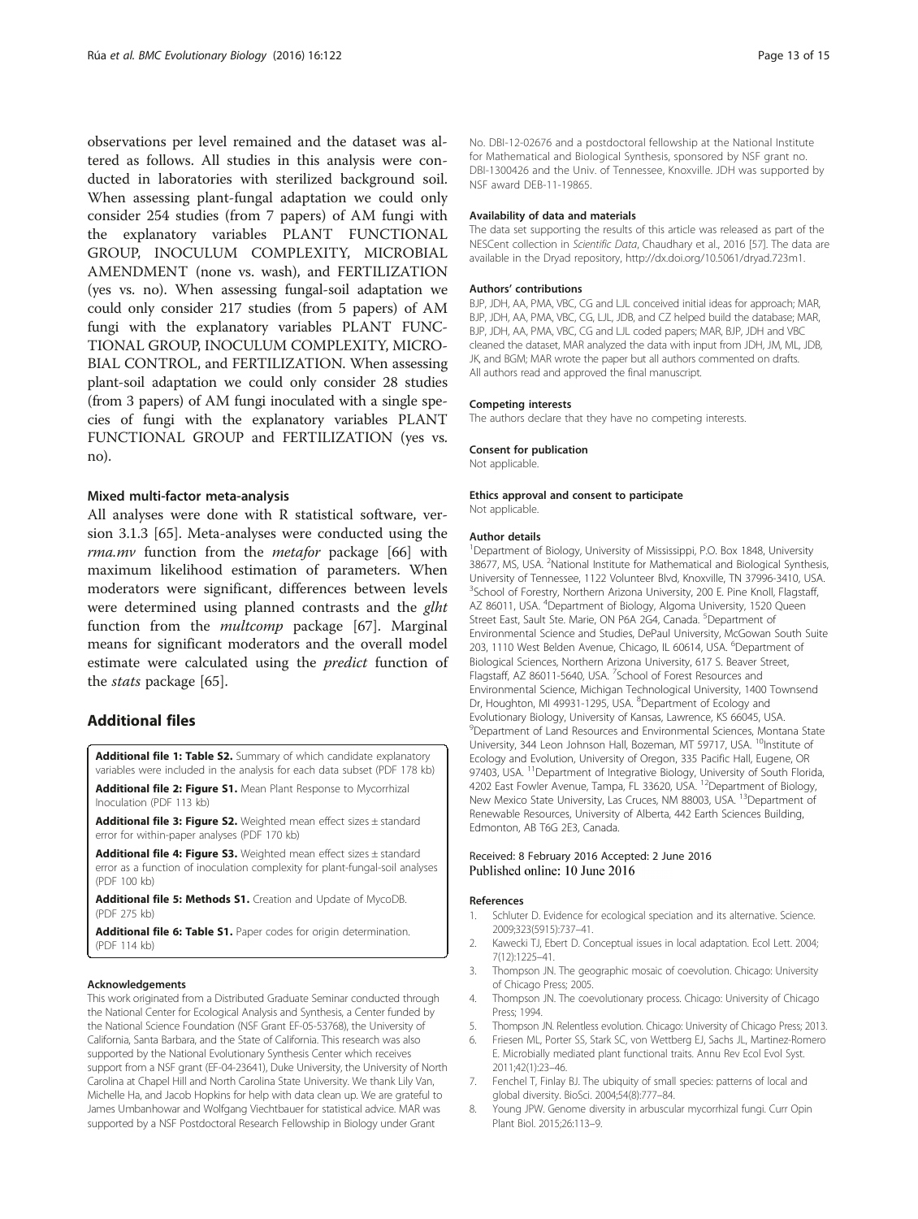observations per level remained and the dataset was altered as follows. All studies in this analysis were conducted in laboratories with sterilized background soil. When assessing plant-fungal adaptation we could only consider 254 studies (from 7 papers) of AM fungi with the explanatory variables PLANT FUNCTIONAL GROUP, INOCULUM COMPLEXITY, MICROBIAL AMENDMENT (none vs. wash), and FERTILIZATION (yes vs. no). When assessing fungal-soil adaptation we could only consider 217 studies (from 5 papers) of AM fungi with the explanatory variables PLANT FUNCTIONAL GROUP, INOCULUM COMPLEXITY, MICROBIAL CONTROL, and FERTILIZATION. When assessing plant-soil adaptation we could only consider 28 studies (from 3 papers) of AM fungi inoculated with a single species of fungi with the explanatory variables PLANT FUNCTIONAL GROUP and FERTILIZATION (yes vs. no).

### Mixed multi-factor meta-analysis

All analyses were done with R statistical software, version 3.1.3 [65]. Meta-analyses were conducted using the *rma.mv* function from the *metafor* package [66] with maximum likelihood estimation of parameters. When moderators were significant, differences between levels were determined using planned contrasts and the *glht* function from the *multcomp* package [67]. Marginal means for significant moderators and the overall model estimate were calculated using the *predict* function of the *stats* package [65].

## Additional files

**Additional file 1: Table S2.** Summary of which candidate explanatory variables were included in the analysis for each data subset (PDF 178 kb)

**Additional file 2: Figure S1.** Mean Plant Response to Mycorrhizal Inoculation (PDF 113 kb)

**Additional file 3: Figure S2.** Weighted mean effect sizes ± standard error for within-paper analyses (PDF 170 kb)

**Additional file 4: Figure S3.** Weighted mean effect sizes ± standard error as a function of inoculation complexity for plant-fungal-soil analyses (PDF 100 kb)

**Additional file 5: Methods S1.** Creation and Update of MycoDB. (PDF 275 kb)

**Additional file 6: Table S1.** Paper codes for origin determination. (PDF 114 kb)

#### Acknowledgements

This work originated from a Distributed Graduate Seminar conducted through the National Center for Ecological Analysis and Synthesis, a Center funded by the National Science Foundation (NSF Grant EF-05-53768), the University of California, Santa Barbara, and the State of California. This research was also supported by the National Evolutionary Synthesis Center which receives support from a NSF grant (EF-04-23641), Duke University, the University of North Carolina at Chapel Hill and North Carolina State University. We thank Lily Van, Michelle Ha, and Jacob Hopkins for help with data clean up. We are grateful to James Umbanhowar and Wolfgang Viechtbauer for statistical advice. MAR was supported by a NSF Postdoctoral Research Fellowship in Biology under Grant No. DBI-12-02676 and a postdoctoral fellowship at the National Institute for Mathematical and Biological Synthesis, sponsored by NSF grant no. DBI-1300426 and the Univ. of Tennessee, Knoxville. JDH was supported by NSF award DEB-11-19865.

#### Availability of data and materials

The data set supporting the results of this article was released as part of the NESCent collection in *Scientific Data*, Chaudhary et al., 2016 [57]. The data are available in the Dryad repository, http://dx.doi.org/10.5061/dryad.723m1.

#### Authors' contributions

BJP, JDH, AA, PMA, VBC, CG and LJL conceived initial ideas for approach; MAR, BJP, JDH, AA, PMA, VBC, CG, LJL, JDB, and CZ helped build the database; MAR, BJP, JDH, AA, PMA, VBC, CG and LJL coded papers; MAR, BJP, JDH and VBC cleaned the dataset, MAR analyzed the data with input from JDH, JM, ML, JDB, JK, and BGM; MAR wrote the paper but all authors commented on drafts. All authors read and approved the final manuscript.

#### Competing interests

The authors declare that they have no competing interests.

#### Consent for publication

Not applicable.

#### Ethics approval and consent to participate

Not applicable.

#### Author details

[1]Department of Biology, University of Mississippi, P.O. Box 1848, University 38677, MS, USA. [2]National Institute for Mathematical and Biological Synthesis, University of Tennessee, 1122 Volunteer Blvd, Knoxville, TN 37996-3410, USA. [3]School of Forestry, Northern Arizona University, 200 E. Pine Knoll, Flagstaff, AZ 86011, USA. [4]Department of Biology, Algoma University, 1520 Queen Street East, Sault Ste. Marie, ON P6A 2G4, Canada. [5]Department of Environmental Science and Studies, DePaul University, McGowan South Suite 203, 1110 West Belden Avenue, Chicago, IL 60614, USA. [6]Department of Biological Sciences, Northern Arizona University, 617 S. Beaver Street, Flagstaff, AZ 86011-5640, USA. [7]School of Forest Resources and Environmental Science, Michigan Technological University, 1400 Townsend Dr, Houghton, MI 49931-1295, USA. [8]Department of Ecology and Evolutionary Biology, University of Kansas, Lawrence, KS 66045, USA. [9]Department of Land Resources and Environmental Sciences, Montana State University, 344 Leon Johnson Hall, Bozeman, MT 59717, USA. [10]Institute of Ecology and Evolution, University of Oregon, 335 Pacific Hall, Eugene, OR 97403, USA. [11]Department of Integrative Biology, University of South Florida, 4202 East Fowler Avenue, Tampa, FL 33620, USA. [12]Department of Biology, New Mexico State University, Las Cruces, NM 88003, USA. [13]Department of Renewable Resources, University of Alberta, 442 Earth Sciences Building, Edmonton, AB T6G 2E3, Canada.

Received: 8 February 2016 Accepted: 2 June 2016
Published online: 10 June 2016

#### References

1. Schluter D. Evidence for ecological speciation and its alternative. Science. 2009;323(5915):737–41.
2. Kawecki TJ, Ebert D. Conceptual issues in local adaptation. Ecol Lett. 2004; 7(12):1225–41.
3. Thompson JN. The geographic mosaic of coevolution. Chicago: University of Chicago Press; 2005.
4. Thompson JN. The coevolutionary process. Chicago: University of Chicago Press; 1994.
5. Thompson JN. Relentless evolution. Chicago: University of Chicago Press; 2013.
6. Friesen ML, Porter SS, Stark SC, von Wettberg EJ, Sachs JL, Martinez-Romero E. Microbially mediated plant functional traits. Annu Rev Ecol Evol Syst. 2011;42(1):23–46.
7. Fenchel T, Finlay BJ. The ubiquity of small species: patterns of local and global diversity. BioSci. 2004;54(8):777–84.
8. Young JPW. Genome diversity in arbuscular mycorrhizal fungi. Curr Opin Plant Biol. 2015;26:113–9.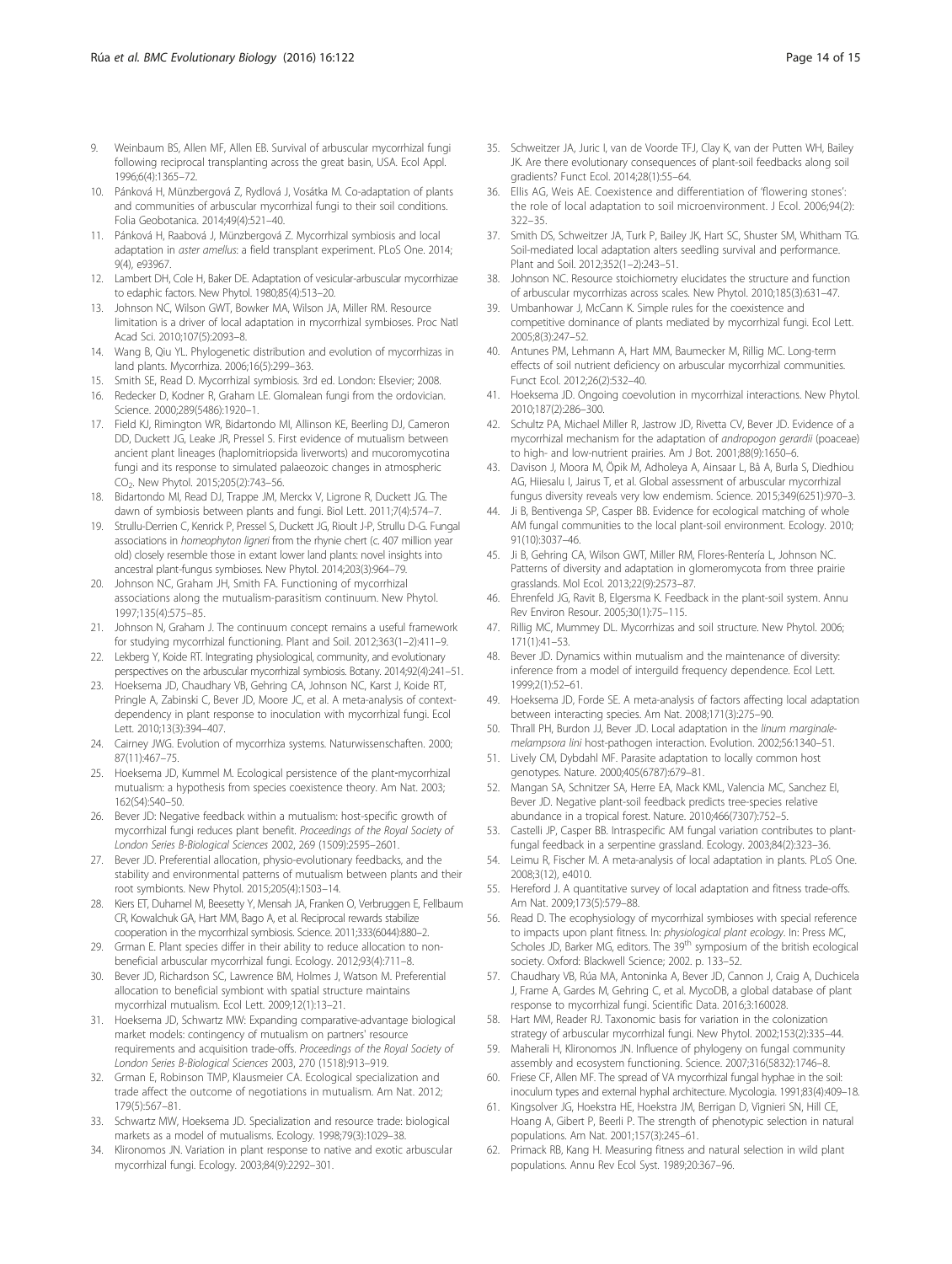9. Weinbaum BS, Allen MF, Allen EB. Survival of arbuscular mycorrhizal fungi following reciprocal transplanting across the great basin, USA. Ecol Appl. 1996;6(4):1365–72.
10. Pánková H, Münzbergová Z, Rydlová J, Vosátka M. Co-adaptation of plants and communities of arbuscular mycorrhizal fungi to their soil conditions. Folia Geobotanica. 2014;49(4):521–40.
11. Pánková H, Raabová J, Münzbergová Z. Mycorrhizal symbiosis and local adaptation in *aster amellus*: a field transplant experiment. PLoS One. 2014; 9(4), e93967.
12. Lambert DH, Cole H, Baker DE. Adaptation of vesicular-arbuscular mycorrhizae to edaphic factors. New Phytol. 1980;85(4):513–20.
13. Johnson NC, Wilson GWT, Bowker MA, Wilson JA, Miller RM. Resource limitation is a driver of local adaptation in mycorrhizal symbioses. Proc Natl Acad Sci. 2010;107(5):2093–8.
14. Wang B, Qiu YL. Phylogenetic distribution and evolution of mycorrhizas in land plants. Mycorrhiza. 2006;16(5):299–363.
15. Smith SE, Read D. Mycorrhizal symbiosis. 3rd ed. London: Elsevier; 2008.
16. Redecker D, Kodner R, Graham LE. Glomalean fungi from the ordovician. Science. 2000;289(5486):1920–1.
17. Field KJ, Rimington WR, Bidartondo MI, Allinson KE, Beerling DJ, Cameron DD, Duckett JG, Leake JR, Pressel S. First evidence of mutualism between ancient plant lineages (haplomitriopsida liverworts) and mucoromycotina fungi and its response to simulated palaeozoic changes in atmospheric $CO_2$. New Phytol. 2015;205(2):743–56.
18. Bidartondo MI, Read DJ, Trappe JM, Merckx V, Ligrone R, Duckett JG. The dawn of symbiosis between plants and fungi. Biol Lett. 2011;7(4):574–7.
19. Strullu-Derrien C, Kenrick P, Pressel S, Duckett JG, Rioult J-P, Strullu D-G. Fungal associations in *horneophyton ligneri* from the rhynie chert (c. 407 million year old) closely resemble those in extant lower land plants: novel insights into ancestral plant-fungus symbioses. New Phytol. 2014;203(3):964–79.
20. Johnson NC, Graham JH, Smith FA. Functioning of mycorrhizal associations along the mutualism-parasitism continuum. New Phytol. 1997;135(4):575–85.
21. Johnson N, Graham J. The continuum concept remains a useful framework for studying mycorrhizal functioning. Plant and Soil. 2012;363(1–2):411–9.
22. Lekberg Y, Koide RT. Integrating physiological, community, and evolutionary perspectives on the arbuscular mycorrhizal symbiosis. Botany. 2014;92(4):241–51.
23. Hoeksema JD, Chaudhary VB, Gehring CA, Johnson NC, Karst J, Koide RT, Pringle A, Zabinski C, Bever JD, Moore JC, et al. A meta-analysis of context-dependency in plant response to inoculation with mycorrhizal fungi. Ecol Lett. 2010;13(3):394–407.
24. Cairney JWG. Evolution of mycorrhiza systems. Naturwissenschaften. 2000; 87(11):467–75.
25. Hoeksema JD, Kummel M. Ecological persistence of the plant-mycorrhizal mutualism: a hypothesis from species coexistence theory. Am Nat. 2003; 162(S4):S40–50.
26. Bever JD: Negative feedback within a mutualism: host-specific growth of mycorrhizal fungi reduces plant benefit. *Proceedings of the Royal Society of London Series B-Biological Sciences* 2002, 269 (1509):2595–2601.
27. Bever JD. Preferential allocation, physio-evolutionary feedbacks, and the stability and environmental patterns of mutualism between plants and their root symbionts. New Phytol. 2015;205(4):1503–14.
28. Kiers ET, Duhamel M, Beesetty Y, Mensah JA, Franken O, Verbruggen E, Fellbaum CR, Kowalchuk GA, Hart MM, Bago A, et al. Reciprocal rewards stabilize cooperation in the mycorrhizal symbiosis. Science. 2011;333(6044):880–2.
29. Grman E. Plant species differ in their ability to reduce allocation to non-beneficial arbuscular mycorrhizal fungi. Ecology. 2012;93(4):711–8.
30. Bever JD, Richardson SC, Lawrence BM, Holmes J, Watson M. Preferential allocation to beneficial symbiont with spatial structure maintains mycorrhizal mutualism. Ecol Lett. 2009;12(1):13–21.
31. Hoeksema JD, Schwartz MW: Expanding comparative-advantage biological market models: contingency of mutualism on partners' resource requirements and acquisition trade-offs. *Proceedings of the Royal Society of London Series B-Biological Sciences* 2003, 270 (1518):913–919.
32. Grman E, Robinson TMP, Klausmeier CA. Ecological specialization and trade affect the outcome of negotiations in mutualism. Am Nat. 2012; 179(5):567–81.
33. Schwartz MW, Hoeksema JD. Specialization and resource trade: biological markets as a model of mutualisms. Ecology. 1998;79(3):1029–38.
34. Klironomos JN. Variation in plant response to native and exotic arbuscular mycorrhizal fungi. Ecology. 2003;84(9):2292–301.
35. Schweitzer JA, Juric I, van de Voorde TFJ, Clay K, van der Putten WH, Bailey JK. Are there evolutionary consequences of plant-soil feedbacks along soil gradients? Funct Ecol. 2014;28(1):55–64.
36. Ellis AG, Weis AE. Coexistence and differentiation of 'flowering stones': the role of local adaptation to soil microenvironment. J Ecol. 2006;94(2): 322–35.
37. Smith DS, Schweitzer JA, Turk P, Bailey JK, Hart SC, Shuster SM, Whitham TG. Soil-mediated local adaptation alters seedling survival and performance. Plant and Soil. 2012;352(1–2):243–51.
38. Johnson NC. Resource stoichiometry elucidates the structure and function of arbuscular mycorrhizas across scales. New Phytol. 2010;185(3):631–47.
39. Umbanhowar J, McCann K. Simple rules for the coexistence and competitive dominance of plants mediated by mycorrhizal fungi. Ecol Lett. 2005;8(3):247–52.
40. Antunes PM, Lehmann A, Hart MM, Baumecker M, Rillig MC. Long-term effects of soil nutrient deficiency on arbuscular mycorrhizal communities. Funct Ecol. 2012;26(2):532–40.
41. Hoeksema JD. Ongoing coevolution in mycorrhizal interactions. New Phytol. 2010;187(2):286–300.
42. Schultz PA, Michael Miller R, Jastrow JD, Rivetta CV, Bever JD. Evidence of a mycorrhizal mechanism for the adaptation of *andropogon gerardii* (poaceae) to high- and low-nutrient prairies. Am J Bot. 2001;88(9):1650–6.
43. Davison J, Moora M, Öpik M, Adholeya A, Ainsaar L, Bâ A, Burla S, Diedhiou AG, Hiiesalu I, Jairus T, et al. Global assessment of arbuscular mycorrhizal fungus diversity reveals very low endemism. Science. 2015;349(6251):970–3.
44. Ji B, Bentivenga SP, Casper BB. Evidence for ecological matching of whole AM fungal communities to the local plant-soil environment. Ecology. 2010; 91(10):3037–46.
45. Ji B, Gehring CA, Wilson GWT, Miller RM, Flores-Rentería L, Johnson NC. Patterns of diversity and adaptation in glomeromycota from three prairie grasslands. Mol Ecol. 2013;22(9):2573–87.
46. Ehrenfeld JG, Ravit B, Elgersma K. Feedback in the plant-soil system. Annu Rev Environ Resour. 2005;30(1):75–115.
47. Rillig MC, Mummey DL. Mycorrhizas and soil structure. New Phytol. 2006; 171(1):41–53.
48. Bever JD. Dynamics within mutualism and the maintenance of diversity: inference from a model of interguild frequency dependence. Ecol Lett. 1999;2(1):52–61.
49. Hoeksema JD, Forde SE. A meta-analysis of factors affecting local adaptation between interacting species. Am Nat. 2008;171(3):275–90.
50. Thrall PH, Burdon JJ, Bever JD. Local adaptation in the *linum marginale-melampsora lini* host-pathogen interaction. Evolution. 2002;56:1340–51.
51. Lively CM, Dybdahl MF. Parasite adaptation to locally common host genotypes. Nature. 2000;405(6787):679–81.
52. Mangan SA, Schnitzer SA, Herre EA, Mack KML, Valencia MC, Sanchez EI, Bever JD. Negative plant-soil feedback predicts tree-species relative abundance in a tropical forest. Nature. 2010;466(7307):752–5.
53. Castelli JP, Casper BB. Intraspecific AM fungal variation contributes to plant-fungal feedback in a serpentine grassland. Ecology. 2003;84(2):323–36.
54. Leimu R, Fischer M. A meta-analysis of local adaptation in plants. PLoS One. 2008;3(12), e4010.
55. Hereford J. A quantitative survey of local adaptation and fitness trade-offs. Am Nat. 2009;173(5):579–88.
56. Read D. The ecophysiology of mycorrhizal symbioses with special reference to impacts upon plant fitness. In: *physiological plant ecology*. In: Press MC, Scholes JD, Barker MG, editors. The 39th symposium of the british ecological society. Oxford: Blackwell Science; 2002. p. 133–52.
57. Chaudhary VB, Rúa MA, Antoninka A, Bever JD, Cannon J, Craig A, Duchicela J, Frame A, Gardes M, Gehring C, et al. MycoDB, a global database of plant response to mycorrhizal fungi. Scientific Data. 2016;3:160028.
58. Hart MM, Reader RJ. Taxonomic basis for variation in the colonization strategy of arbuscular mycorrhizal fungi. New Phytol. 2002;153(2):335–44.
59. Maherali H, Klironomos JN. Influence of phylogeny on fungal community assembly and ecosystem functioning. Science. 2007;316(5832):1746–8.
60. Friese CF, Allen MF. The spread of VA mycorrhizal fungal hyphae in the soil: inoculum types and external hyphal architecture. Mycologia. 1991;83(4):409–18.
61. Kingsolver JG, Hoekstra HE, Hoekstra JM, Berrigan D, Vignieri SN, Hill CE, Hoang A, Gibert P, Beerli P. The strength of phenotypic selection in natural populations. Am Nat. 2001;157(3):245–61.
62. Primack RB, Kang H. Measuring fitness and natural selection in wild plant populations. Annu Rev Ecol Syst. 1989;20:367–96.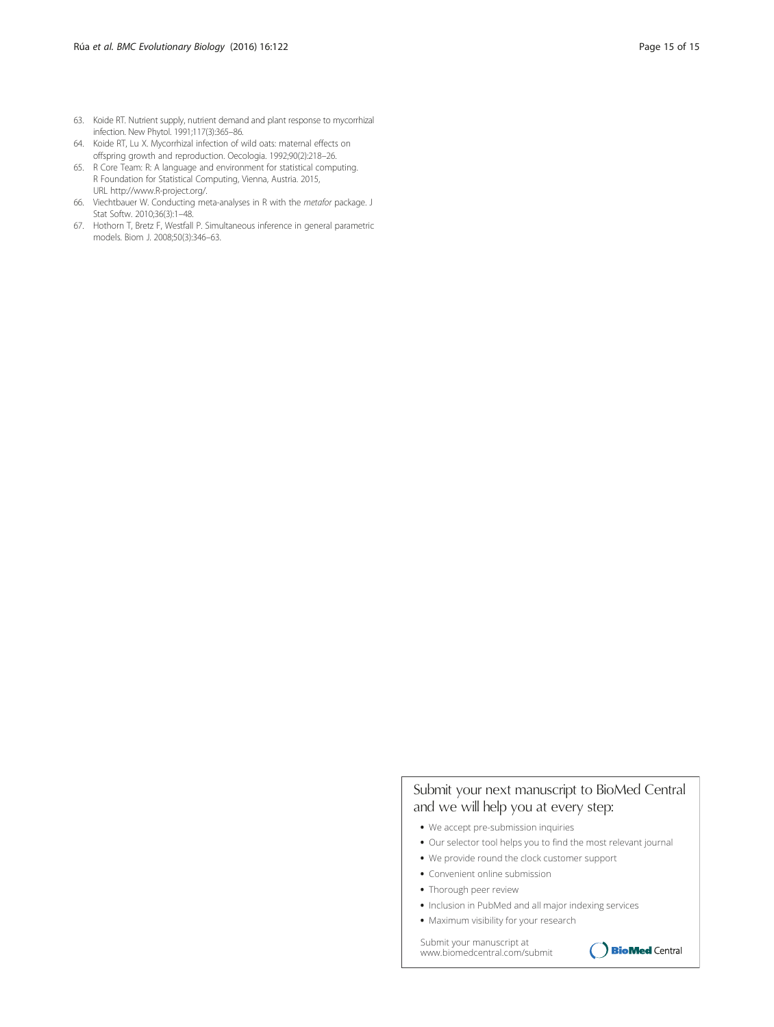63. Koide RT. Nutrient supply, nutrient demand and plant response to mycorrhizal infection. New Phytol. 1991;117(3):365–86.
64. Koide RT, Lu X. Mycorrhizal infection of wild oats: maternal effects on offspring growth and reproduction. Oecologia. 1992;90(2):218–26.
65. R Core Team: R: A language and environment for statistical computing. R Foundation for Statistical Computing, Vienna, Austria. 2015, URL http://www.R-project.org/.
66. Viechtbauer W. Conducting meta-analyses in R with the *metafor* package. J Stat Softw. 2010;36(3):1–48.
67. Hothorn T, Bretz F, Westfall P. Simultaneous inference in general parametric models. Biom J. 2008;50(3):346–63.

Submit your next manuscript to BioMed Central and we will help you at every step:

- We accept pre-submission inquiries
- Our selector tool helps you to find the most relevant journal
- We provide round the clock customer support
- Convenient online submission
- Thorough peer review
- Inclusion in PubMed and all major indexing services
- Maximum visibility for your research

Submit your manuscript at www.biomedcentral.com/submit

BioMed Central